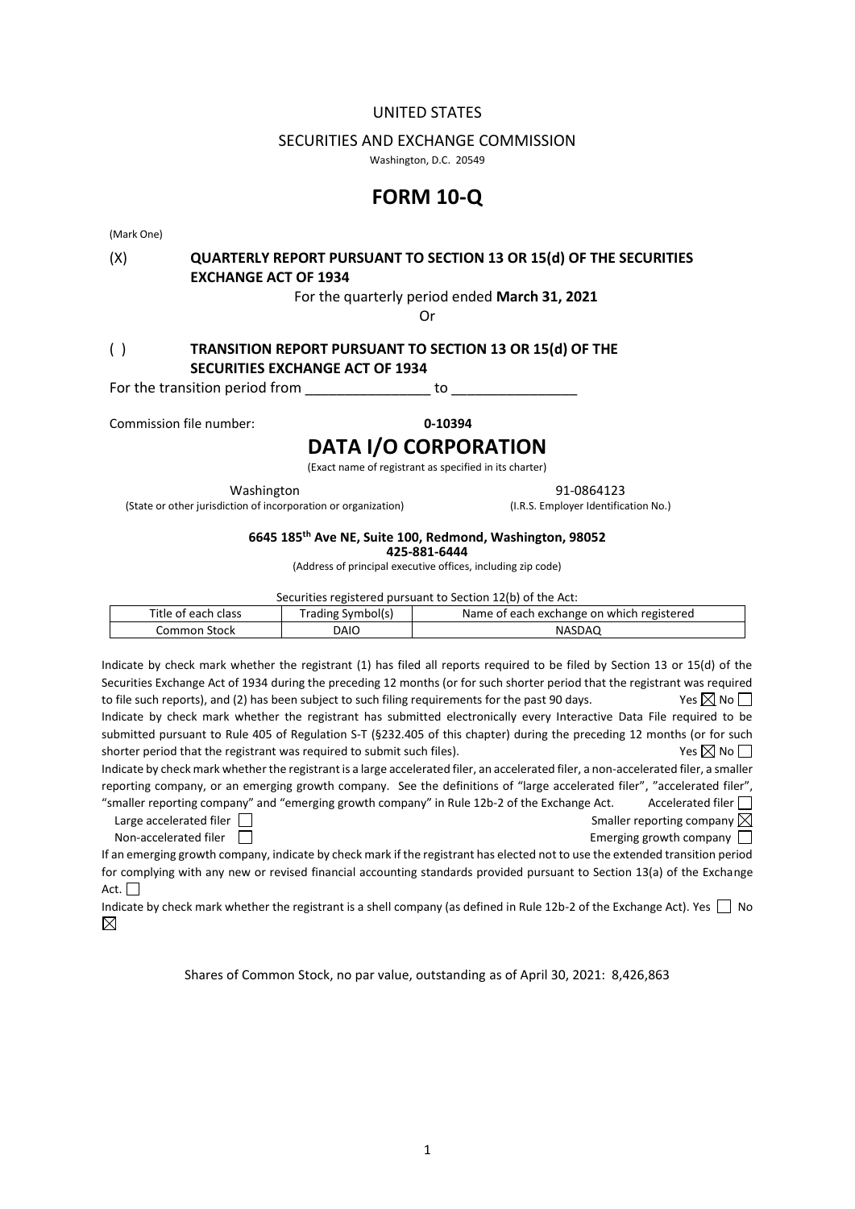UNITED STATES

SECURITIES AND EXCHANGE COMMISSION

Washington, D.C. 20549

# FORM 10-Q

(Mark One)

(X) **QUARTERLY REPORT PURSUANT TO SECTION 13 OR 15(d) OF THE SECURITIES EXCHANGE ACT OF 1934**

For the quarterly period ended **March 31, 2021**

Or

( ) **TRANSITION REPORT PURSUANT TO SECTION 13 OR 15(d) OF THE SECURITIES EXCHANGE ACT OF 1934**

For the transition period from _______________ to _______________

Commission file number: **0-10394**

# DATA I/O CORPORATION

(Exact name of registrant as specified in its charter)

Washington (State or other jurisdiction of incorporation or organization)

91-0864123 (I.R.S. Employer Identification No.)

**6645 185th Ave NE, Suite 100, Redmond, Washington, 98052**
**425-881-6444**

(Address of principal executive offices, including zip code)

Securities registered pursuant to Section 12(b) of the Act:

| Title of each class | Trading Symbol(s) | Name of each exchange on which registered |
|---|---|---|
| Common Stock | DAIO | NASDAQ |

Indicate by check mark whether the registrant (1) has filed all reports required to be filed by Section 13 or 15(d) of the Securities Exchange Act of 1934 during the preceding 12 months (or for such shorter period that the registrant was required to file such reports), and (2) has been subject to such filing requirements for the past 90 days. Yes ☒ No ☐

Indicate by check mark whether the registrant has submitted electronically every Interactive Data File required to be submitted pursuant to Rule 405 of Regulation S-T (§232.405 of this chapter) during the preceding 12 months (or for such shorter period that the registrant was required to submit such files). Yes ☒ No ☐

Indicate by check mark whether the registrant is a large accelerated filer, an accelerated filer, a non-accelerated filer, a smaller reporting company, or an emerging growth company. See the definitions of "large accelerated filer", "accelerated filer", "smaller reporting company" and "emerging growth company" in Rule 12b-2 of the Exchange Act.

Accelerated filer ☐
Large accelerated filer ☐
Smaller reporting company ☒
Non-accelerated filer ☐
Emerging growth company ☐

If an emerging growth company, indicate by check mark if the registrant has elected not to use the extended transition period for complying with any new or revised financial accounting standards provided pursuant to Section 13(a) of the Exchange Act. ☐

Indicate by check mark whether the registrant is a shell company (as defined in Rule 12b-2 of the Exchange Act). Yes ☐ No ☒

Shares of Common Stock, no par value, outstanding as of April 30, 2021: 8,426,863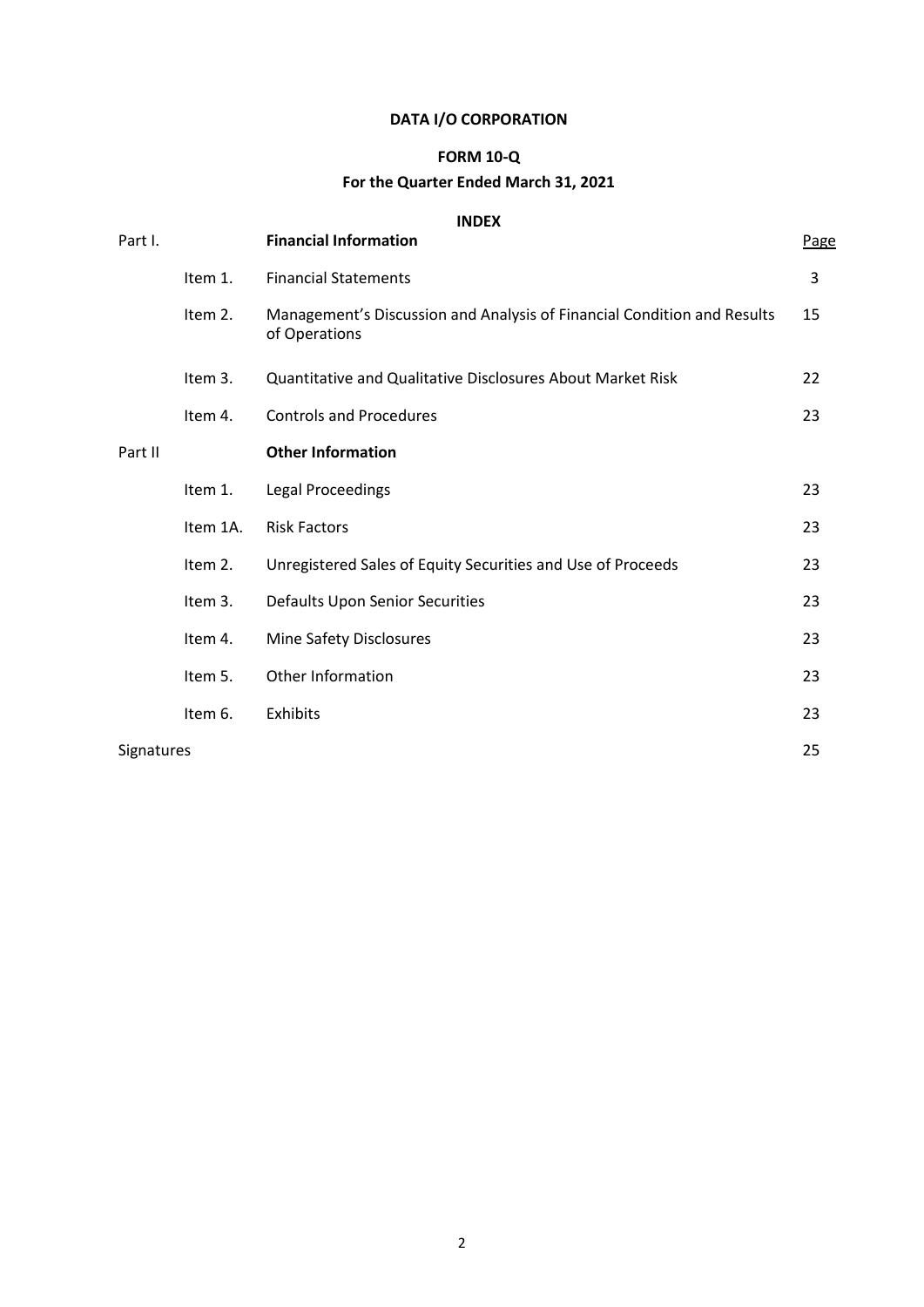**DATA I/O CORPORATION**

**FORM 10-Q**

**For the Quarter Ended March 31, 2021**

**INDEX**

| | | | Page |
|---|---|---|---|
| Part I. | | **Financial Information** | |
| | Item 1. | Financial Statements | 3 |
| | Item 2. | Management's Discussion and Analysis of Financial Condition and Results of Operations | 15 |
| | Item 3. | Quantitative and Qualitative Disclosures About Market Risk | 22 |
| | Item 4. | Controls and Procedures | 23 |
| Part II | | **Other Information** | |
| | Item 1. | Legal Proceedings | 23 |
| | Item 1A. | Risk Factors | 23 |
| | Item 2. | Unregistered Sales of Equity Securities and Use of Proceeds | 23 |
| | Item 3. | Defaults Upon Senior Securities | 23 |
| | Item 4. | Mine Safety Disclosures | 23 |
| | Item 5. | Other Information | 23 |
| | Item 6. | Exhibits | 23 |
| Signatures | | | 25 |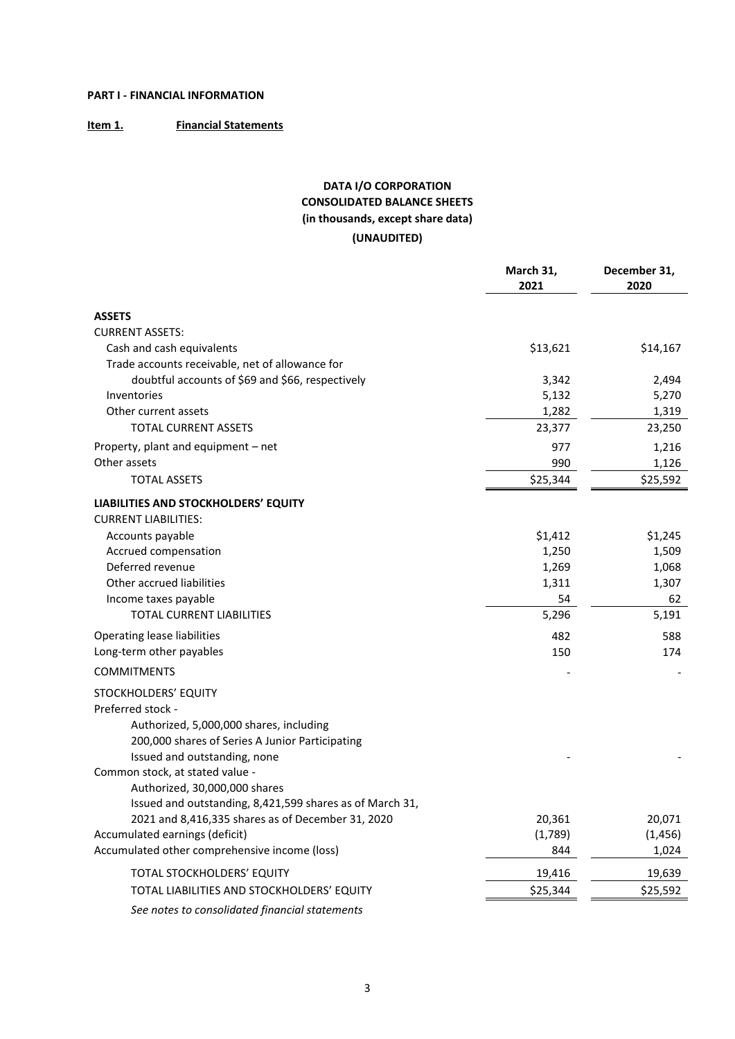**PART I - FINANCIAL INFORMATION**

**Item 1. Financial Statements**

**DATA I/O CORPORATION**
**CONSOLIDATED BALANCE SHEETS**
**(in thousands, except share data)**
**(UNAUDITED)**

| | March 31, 2021 | December 31, 2020 |
|---|---|---|
| **ASSETS** | | |
| CURRENT ASSETS: | | |
| Cash and cash equivalents | $13,621 | $14,167 |
| Trade accounts receivable, net of allowance for doubtful accounts of $69 and $66, respectively | 3,342 | 2,494 |
| Inventories | 5,132 | 5,270 |
| Other current assets | 1,282 | 1,319 |
| TOTAL CURRENT ASSETS | 23,377 | 23,250 |
| Property, plant and equipment – net | 977 | 1,216 |
| Other assets | 990 | 1,126 |
| TOTAL ASSETS | $25,344 | $25,592 |
| **LIABILITIES AND STOCKHOLDERS' EQUITY** | | |
| CURRENT LIABILITIES: | | |
| Accounts payable | $1,412 | $1,245 |
| Accrued compensation | 1,250 | 1,509 |
| Deferred revenue | 1,269 | 1,068 |
| Other accrued liabilities | 1,311 | 1,307 |
| Income taxes payable | 54 | 62 |
| TOTAL CURRENT LIABILITIES | 5,296 | 5,191 |
| Operating lease liabilities | 482 | 588 |
| Long-term other payables | 150 | 174 |
| COMMITMENTS | - | - |
| STOCKHOLDERS' EQUITY | | |
| Preferred stock - Authorized, 5,000,000 shares, including 200,000 shares of Series A Junior Participating Issued and outstanding, none | - | - |
| Common stock, at stated value - Authorized, 30,000,000 shares Issued and outstanding, 8,421,599 shares as of March 31, 2021 and 8,416,335 shares as of December 31, 2020 | 20,361 | 20,071 |
| Accumulated earnings (deficit) | (1,789) | (1,456) |
| Accumulated other comprehensive income (loss) | 844 | 1,024 |
| TOTAL STOCKHOLDERS' EQUITY | 19,416 | 19,639 |
| TOTAL LIABILITIES AND STOCKHOLDERS' EQUITY | $25,344 | $25,592 |

*See notes to consolidated financial statements*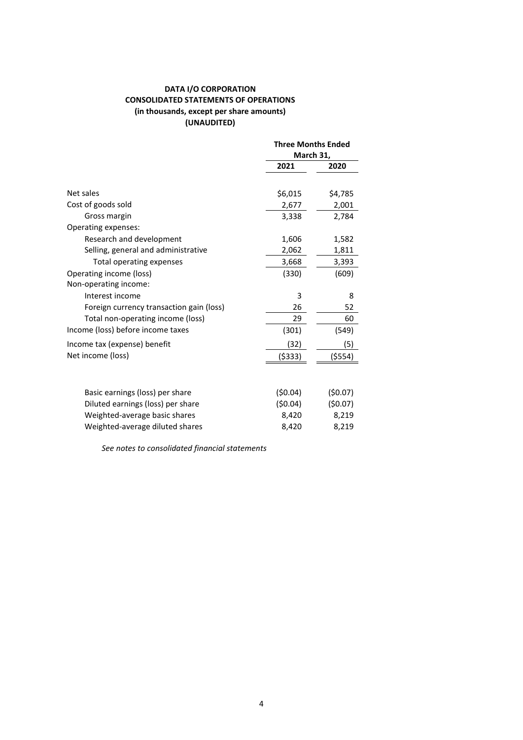**DATA I/O CORPORATION**
**CONSOLIDATED STATEMENTS OF OPERATIONS**
**(in thousands, except per share amounts)**
**(UNAUDITED)**

| | Three Months Ended March 31, | |
|---|---|---|
| | **2021** | **2020** |
| Net sales | $6,015 | $4,785 |
| Cost of goods sold | 2,677 | 2,001 |
| Gross margin | 3,338 | 2,784 |
| Operating expenses: | | |
| Research and development | 1,606 | 1,582 |
| Selling, general and administrative | 2,062 | 1,811 |
| Total operating expenses | 3,668 | 3,393 |
| Operating income (loss) | (330) | (609) |
| Non-operating income: | | |
| Interest income | 3 | 8 |
| Foreign currency transaction gain (loss) | 26 | 52 |
| Total non-operating income (loss) | 29 | 60 |
| Income (loss) before income taxes | (301) | (549) |
| Income tax (expense) benefit | (32) | (5) |
| Net income (loss) | ($333) | ($554) |
| | | |
| Basic earnings (loss) per share | ($0.04) | ($0.07) |
| Diluted earnings (loss) per share | ($0.04) | ($0.07) |
| Weighted-average basic shares | 8,420 | 8,219 |
| Weighted-average diluted shares | 8,420 | 8,219 |

*See notes to consolidated financial statements*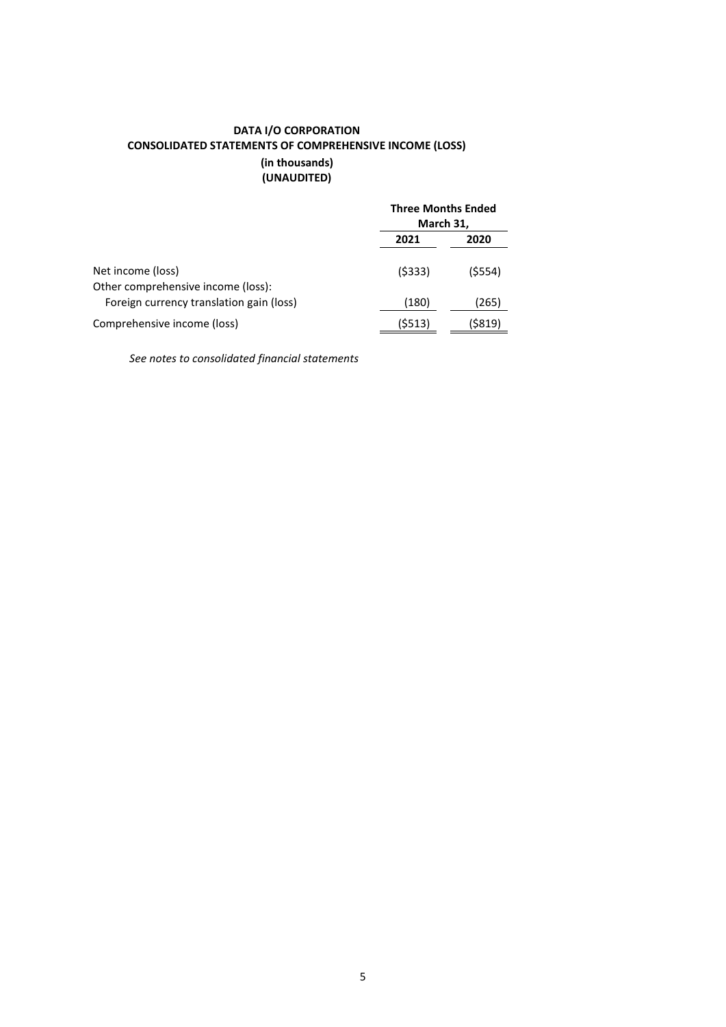**DATA I/O CORPORATION**
**CONSOLIDATED STATEMENTS OF COMPREHENSIVE INCOME (LOSS)**
**(in thousands)**
**(UNAUDITED)**

| | Three Months Ended March 31, | |
|---|---|---|
| | **2021** | **2020** |
| Net income (loss) | ($333) | ($554) |
| Other comprehensive income (loss): | | |
| Foreign currency translation gain (loss) | (180) | (265) |
| Comprehensive income (loss) | ($513) | ($819) |

*See notes to consolidated financial statements*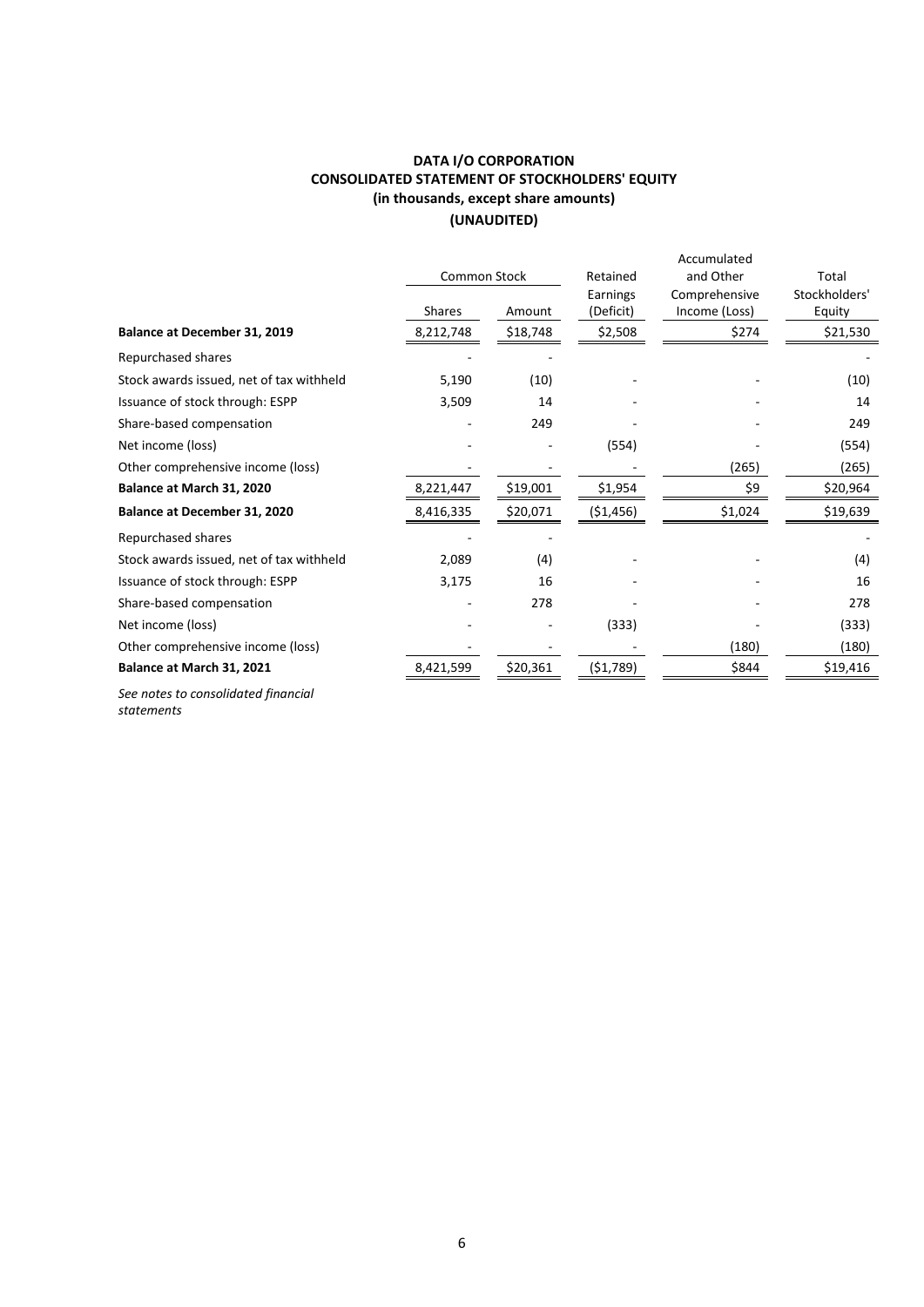**DATA I/O CORPORATION**
**CONSOLIDATED STATEMENT OF STOCKHOLDERS' EQUITY**
**(in thousands, except share amounts)**
**(UNAUDITED)**

| | Common Stock | | Retained Earnings (Deficit) | Accumulated and Other Comprehensive Income (Loss) | Total Stockholders' Equity |
|---|---|---|---|---|---|
| | Shares | Amount | | | |
| **Balance at December 31, 2019** | 8,212,748 | $18,748 | $2,508 | $274 | $21,530 |
| Repurchased shares | - | - | | | - |
| Stock awards issued, net of tax withheld | 5,190 | (10) | - | - | (10) |
| Issuance of stock through: ESPP | 3,509 | 14 | - | - | 14 |
| Share-based compensation | - | 249 | - | - | 249 |
| Net income (loss) | - | - | (554) | - | (554) |
| Other comprehensive income (loss) | - | - | - | (265) | (265) |
| **Balance at March 31, 2020** | 8,221,447 | $19,001 | $1,954 | $9 | $20,964 |
| **Balance at December 31, 2020** | 8,416,335 | $20,071 | ($1,456) | $1,024 | $19,639 |
| Repurchased shares | - | - | | | - |
| Stock awards issued, net of tax withheld | 2,089 | (4) | - | - | (4) |
| Issuance of stock through: ESPP | 3,175 | 16 | - | - | 16 |
| Share-based compensation | - | 278 | - | - | 278 |
| Net income (loss) | - | - | (333) | - | (333) |
| Other comprehensive income (loss) | - | - | - | (180) | (180) |
| **Balance at March 31, 2021** | 8,421,599 | $20,361 | ($1,789) | $844 | $19,416 |

*See notes to consolidated financial statements*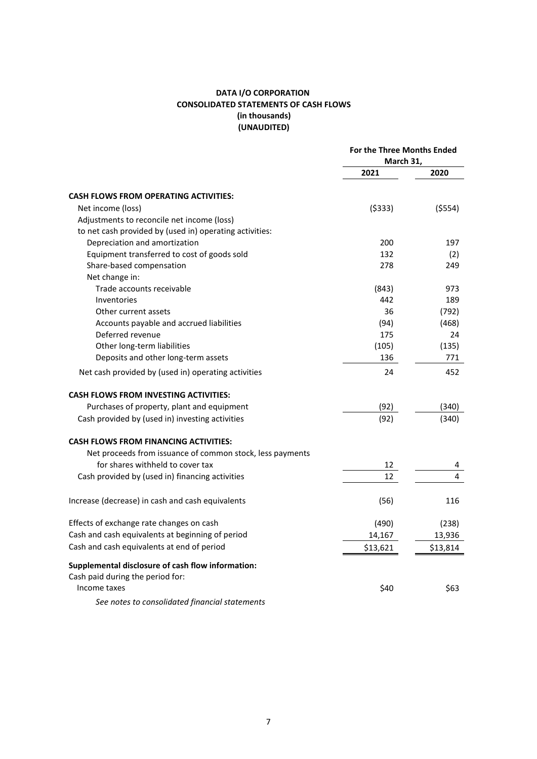**DATA I/O CORPORATION**
**CONSOLIDATED STATEMENTS OF CASH FLOWS**
**(in thousands)**
**(UNAUDITED)**

| | For the Three Months Ended March 31, | |
|---|---|---|
| | **2021** | **2020** |
| **CASH FLOWS FROM OPERATING ACTIVITIES:** | | |
| Net income (loss) | ($333) | ($554) |
| Adjustments to reconcile net income (loss) to net cash provided by (used in) operating activities: | | |
| Depreciation and amortization | 200 | 197 |
| Equipment transferred to cost of goods sold | 132 | (2) |
| Share-based compensation | 278 | 249 |
| Net change in: | | |
| Trade accounts receivable | (843) | 973 |
| Inventories | 442 | 189 |
| Other current assets | 36 | (792) |
| Accounts payable and accrued liabilities | (94) | (468) |
| Deferred revenue | 175 | 24 |
| Other long-term liabilities | (105) | (135) |
| Deposits and other long-term assets | 136 | 771 |
| Net cash provided by (used in) operating activities | 24 | 452 |
| **CASH FLOWS FROM INVESTING ACTIVITIES:** | | |
| Purchases of property, plant and equipment | (92) | (340) |
| Cash provided by (used in) investing activities | (92) | (340) |
| **CASH FLOWS FROM FINANCING ACTIVITIES:** | | |
| Net proceeds from issuance of common stock, less payments for shares withheld to cover tax | 12 | 4 |
| Cash provided by (used in) financing activities | 12 | 4 |
| Increase (decrease) in cash and cash equivalents | (56) | 116 |
| Effects of exchange rate changes on cash | (490) | (238) |
| Cash and cash equivalents at beginning of period | 14,167 | 13,936 |
| Cash and cash equivalents at end of period | $13,621 | $13,814 |
| **Supplemental disclosure of cash flow information:** | | |
| Cash paid during the period for: | | |
| Income taxes | $40 | $63 |

*See notes to consolidated financial statements*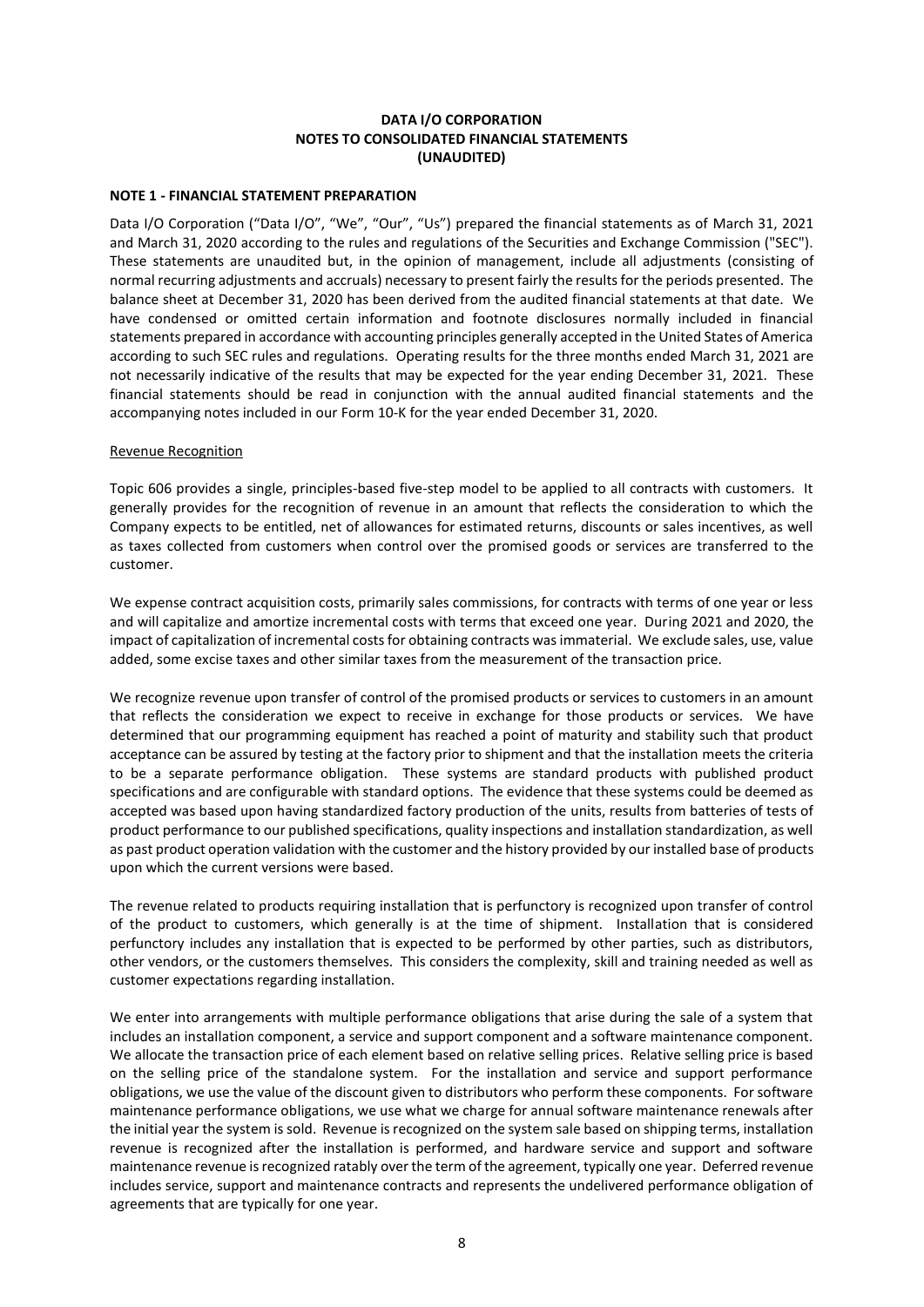**DATA I/O CORPORATION**
**NOTES TO CONSOLIDATED FINANCIAL STATEMENTS**
**(UNAUDITED)**

**NOTE 1 - FINANCIAL STATEMENT PREPARATION**

Data I/O Corporation ("Data I/O", "We", "Our", "Us") prepared the financial statements as of March 31, 2021 and March 31, 2020 according to the rules and regulations of the Securities and Exchange Commission ("SEC"). These statements are unaudited but, in the opinion of management, include all adjustments (consisting of normal recurring adjustments and accruals) necessary to present fairly the results for the periods presented. The balance sheet at December 31, 2020 has been derived from the audited financial statements at that date. We have condensed or omitted certain information and footnote disclosures normally included in financial statements prepared in accordance with accounting principles generally accepted in the United States of America according to such SEC rules and regulations. Operating results for the three months ended March 31, 2021 are not necessarily indicative of the results that may be expected for the year ending December 31, 2021. These financial statements should be read in conjunction with the annual audited financial statements and the accompanying notes included in our Form 10-K for the year ended December 31, 2020.

Revenue Recognition

Topic 606 provides a single, principles-based five-step model to be applied to all contracts with customers. It generally provides for the recognition of revenue in an amount that reflects the consideration to which the Company expects to be entitled, net of allowances for estimated returns, discounts or sales incentives, as well as taxes collected from customers when control over the promised goods or services are transferred to the customer.

We expense contract acquisition costs, primarily sales commissions, for contracts with terms of one year or less and will capitalize and amortize incremental costs with terms that exceed one year. During 2021 and 2020, the impact of capitalization of incremental costs for obtaining contracts was immaterial. We exclude sales, use, value added, some excise taxes and other similar taxes from the measurement of the transaction price.

We recognize revenue upon transfer of control of the promised products or services to customers in an amount that reflects the consideration we expect to receive in exchange for those products or services. We have determined that our programming equipment has reached a point of maturity and stability such that product acceptance can be assured by testing at the factory prior to shipment and that the installation meets the criteria to be a separate performance obligation. These systems are standard products with published product specifications and are configurable with standard options. The evidence that these systems could be deemed as accepted was based upon having standardized factory production of the units, results from batteries of tests of product performance to our published specifications, quality inspections and installation standardization, as well as past product operation validation with the customer and the history provided by our installed base of products upon which the current versions were based.

The revenue related to products requiring installation that is perfunctory is recognized upon transfer of control of the product to customers, which generally is at the time of shipment. Installation that is considered perfunctory includes any installation that is expected to be performed by other parties, such as distributors, other vendors, or the customers themselves. This considers the complexity, skill and training needed as well as customer expectations regarding installation.

We enter into arrangements with multiple performance obligations that arise during the sale of a system that includes an installation component, a service and support component and a software maintenance component. We allocate the transaction price of each element based on relative selling prices. Relative selling price is based on the selling price of the standalone system. For the installation and service and support performance obligations, we use the value of the discount given to distributors who perform these components. For software maintenance performance obligations, we use what we charge for annual software maintenance renewals after the initial year the system is sold. Revenue is recognized on the system sale based on shipping terms, installation revenue is recognized after the installation is performed, and hardware service and support and software maintenance revenue is recognized ratably over the term of the agreement, typically one year. Deferred revenue includes service, support and maintenance contracts and represents the undelivered performance obligation of agreements that are typically for one year.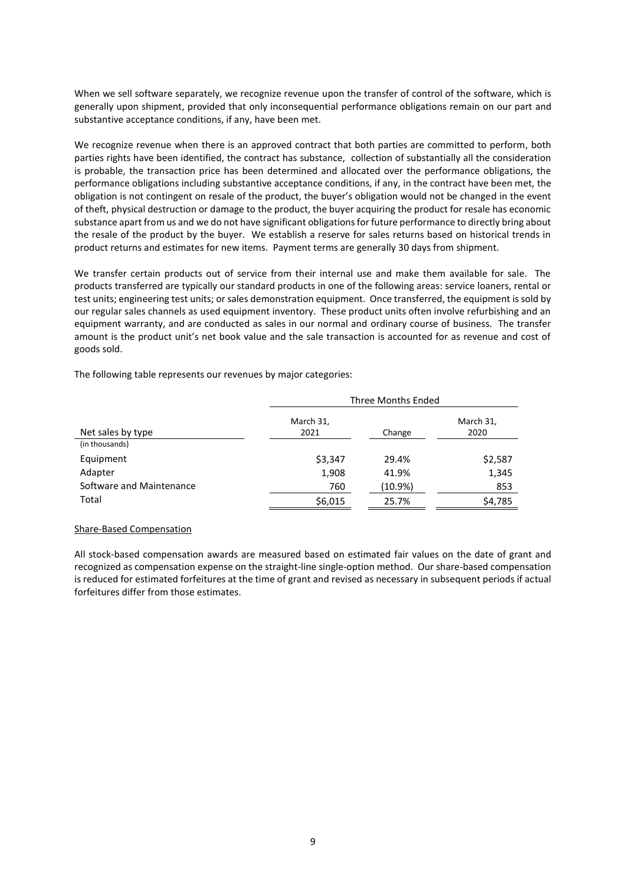When we sell software separately, we recognize revenue upon the transfer of control of the software, which is generally upon shipment, provided that only inconsequential performance obligations remain on our part and substantive acceptance conditions, if any, have been met.

We recognize revenue when there is an approved contract that both parties are committed to perform, both parties rights have been identified, the contract has substance, collection of substantially all the consideration is probable, the transaction price has been determined and allocated over the performance obligations, the performance obligations including substantive acceptance conditions, if any, in the contract have been met, the obligation is not contingent on resale of the product, the buyer's obligation would not be changed in the event of theft, physical destruction or damage to the product, the buyer acquiring the product for resale has economic substance apart from us and we do not have significant obligations for future performance to directly bring about the resale of the product by the buyer. We establish a reserve for sales returns based on historical trends in product returns and estimates for new items. Payment terms are generally 30 days from shipment.

We transfer certain products out of service from their internal use and make them available for sale. The products transferred are typically our standard products in one of the following areas: service loaners, rental or test units; engineering test units; or sales demonstration equipment. Once transferred, the equipment is sold by our regular sales channels as used equipment inventory. These product units often involve refurbishing and an equipment warranty, and are conducted as sales in our normal and ordinary course of business. The transfer amount is the product unit's net book value and the sale transaction is accounted for as revenue and cost of goods sold.

The following table represents our revenues by major categories:

| | Three Months Ended | | |
|---|---|---|---|
| Net sales by type | March 31, 2021 | Change | March 31, 2020 |
| (in thousands) | | | |
| Equipment | $3,347 | 29.4% | $2,587 |
| Adapter | 1,908 | 41.9% | 1,345 |
| Software and Maintenance | 760 | (10.9%) | 853 |
| Total | $6,015 | 25.7% | $4,785 |

Share-Based Compensation

All stock-based compensation awards are measured based on estimated fair values on the date of grant and recognized as compensation expense on the straight-line single-option method. Our share-based compensation is reduced for estimated forfeitures at the time of grant and revised as necessary in subsequent periods if actual forfeitures differ from those estimates.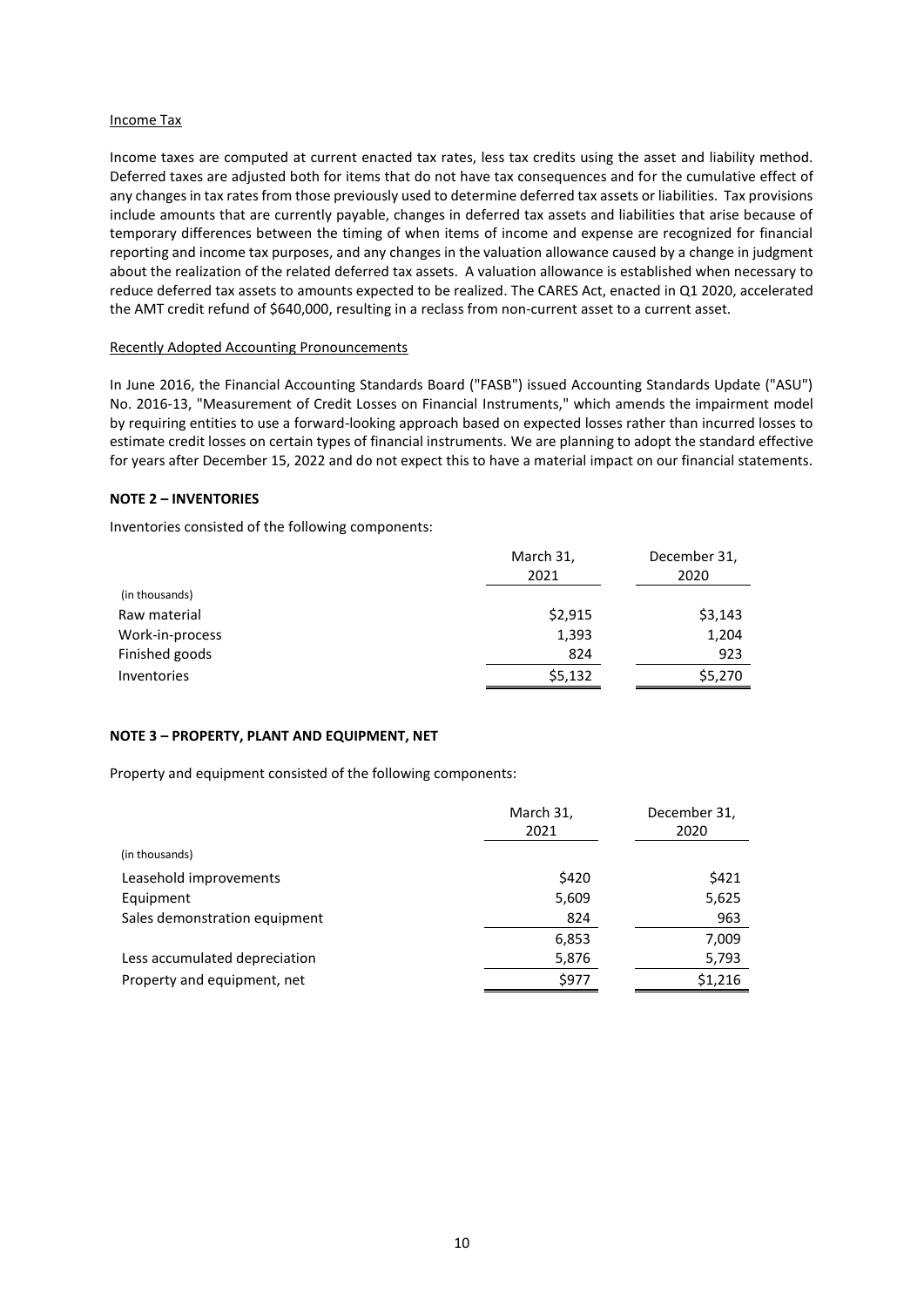Income Tax

Income taxes are computed at current enacted tax rates, less tax credits using the asset and liability method. Deferred taxes are adjusted both for items that do not have tax consequences and for the cumulative effect of any changes in tax rates from those previously used to determine deferred tax assets or liabilities. Tax provisions include amounts that are currently payable, changes in deferred tax assets and liabilities that arise because of temporary differences between the timing of when items of income and expense are recognized for financial reporting and income tax purposes, and any changes in the valuation allowance caused by a change in judgment about the realization of the related deferred tax assets. A valuation allowance is established when necessary to reduce deferred tax assets to amounts expected to be realized. The CARES Act, enacted in Q1 2020, accelerated the AMT credit refund of $640,000, resulting in a reclass from non-current asset to a current asset.

Recently Adopted Accounting Pronouncements

In June 2016, the Financial Accounting Standards Board ("FASB") issued Accounting Standards Update ("ASU") No. 2016-13, "Measurement of Credit Losses on Financial Instruments," which amends the impairment model by requiring entities to use a forward-looking approach based on expected losses rather than incurred losses to estimate credit losses on certain types of financial instruments. We are planning to adopt the standard effective for years after December 15, 2022 and do not expect this to have a material impact on our financial statements.

**NOTE 2 – INVENTORIES**

Inventories consisted of the following components:

| | March 31, 2021 | December 31, 2020 |
|---|---|---|
| (in thousands) | | |
| Raw material | $2,915 | $3,143 |
| Work-in-process | 1,393 | 1,204 |
| Finished goods | 824 | 923 |
| Inventories | $5,132 | $5,270 |

**NOTE 3 – PROPERTY, PLANT AND EQUIPMENT, NET**

Property and equipment consisted of the following components:

| | March 31, 2021 | December 31, 2020 |
|---|---|---|
| (in thousands) | | |
| Leasehold improvements | $420 | $421 |
| Equipment | 5,609 | 5,625 |
| Sales demonstration equipment | 824 | 963 |
| | 6,853 | 7,009 |
| Less accumulated depreciation | 5,876 | 5,793 |
| Property and equipment, net | $977 | $1,216 |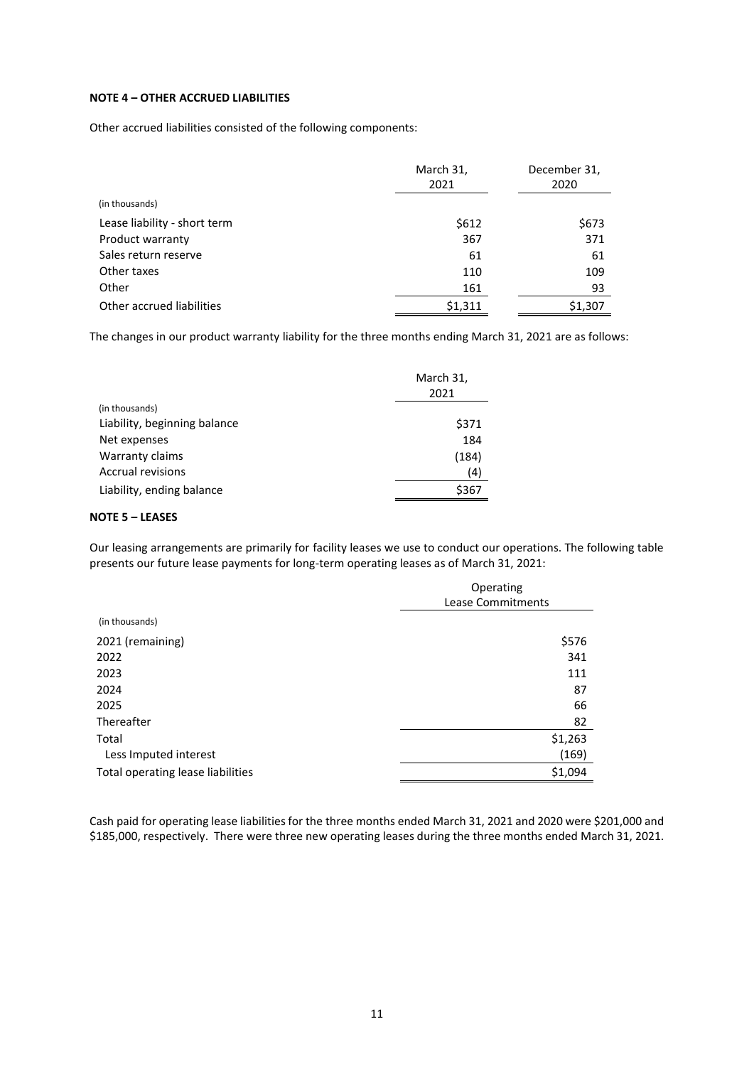### NOTE 4 – OTHER ACCRUED LIABILITIES

Other accrued liabilities consisted of the following components:

| (in thousands) | March 31, 2021 | December 31, 2020 |
|---|---|---|
| Lease liability - short term | $612 | $673 |
| Product warranty | 367 | 371 |
| Sales return reserve | 61 | 61 |
| Other taxes | 110 | 109 |
| Other | 161 | 93 |
| Other accrued liabilities | $1,311 | $1,307 |

The changes in our product warranty liability for the three months ending March 31, 2021 are as follows:

| (in thousands) | March 31, 2021 |
|---|---|
| Liability, beginning balance | $371 |
| Net expenses | 184 |
| Warranty claims | (184) |
| Accrual revisions | (4) |
| Liability, ending balance | $367 |

### NOTE 5 – LEASES

Our leasing arrangements are primarily for facility leases we use to conduct our operations. The following table presents our future lease payments for long-term operating leases as of March 31, 2021:

| (in thousands) | Operating Lease Commitments |
|---|---|
| 2021 (remaining) | $576 |
| 2022 | 341 |
| 2023 | 111 |
| 2024 | 87 |
| 2025 | 66 |
| Thereafter | 82 |
| Total | $1,263 |
| Less Imputed interest | (169) |
| Total operating lease liabilities | $1,094 |

Cash paid for operating lease liabilities for the three months ended March 31, 2021 and 2020 were $201,000 and $185,000, respectively. There were three new operating leases during the three months ended March 31, 2021.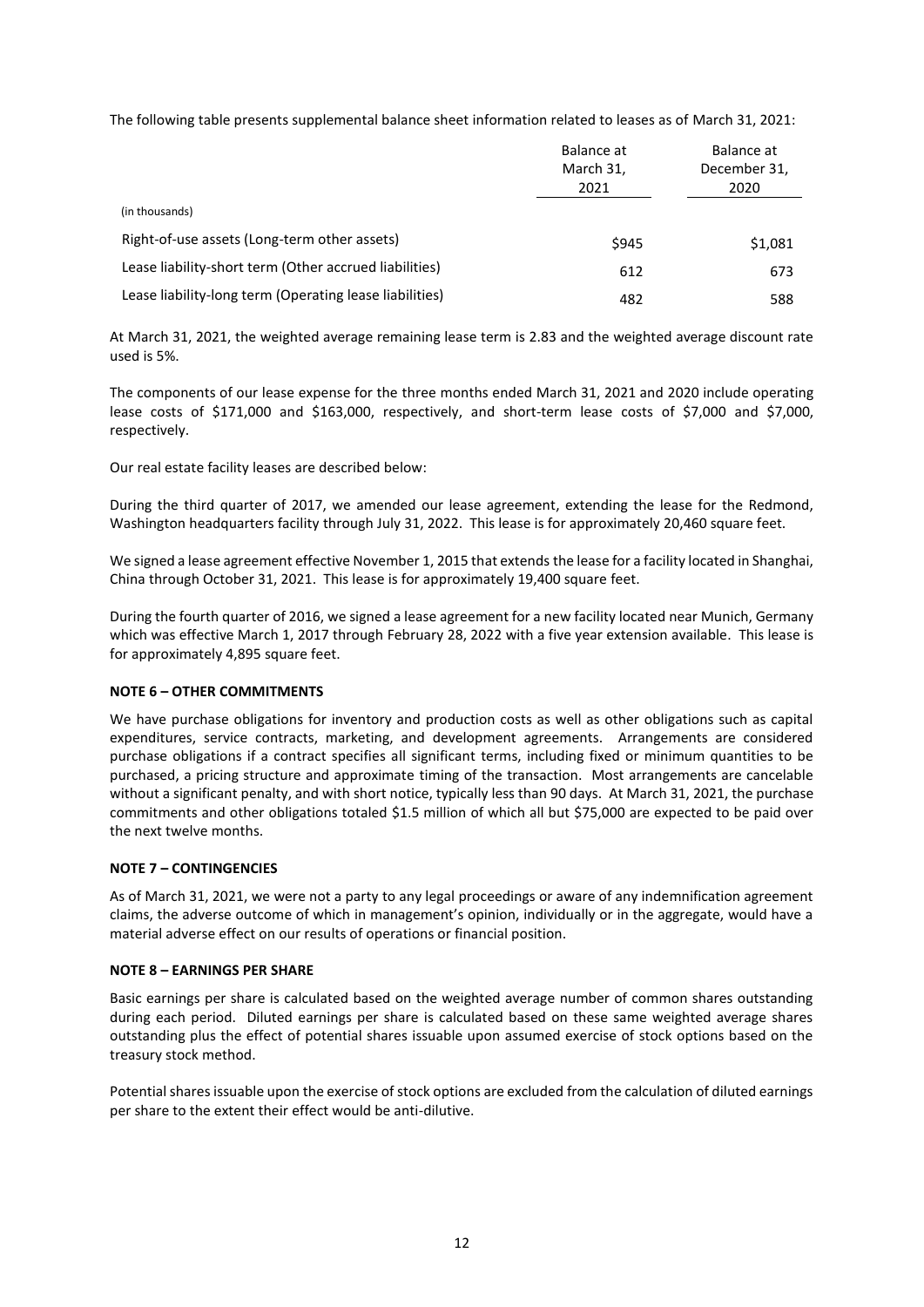The following table presents supplemental balance sheet information related to leases as of March 31, 2021:

| | Balance at March 31, 2021 | Balance at December 31, 2020 |
|---|---|---|
| (in thousands) | | |
| Right-of-use assets (Long-term other assets) | $945 | $1,081 |
| Lease liability-short term (Other accrued liabilities) | 612 | 673 |
| Lease liability-long term (Operating lease liabilities) | 482 | 588 |

At March 31, 2021, the weighted average remaining lease term is 2.83 and the weighted average discount rate used is 5%.

The components of our lease expense for the three months ended March 31, 2021 and 2020 include operating lease costs of $171,000 and $163,000, respectively, and short-term lease costs of $7,000 and $7,000, respectively.

Our real estate facility leases are described below:

During the third quarter of 2017, we amended our lease agreement, extending the lease for the Redmond, Washington headquarters facility through July 31, 2022. This lease is for approximately 20,460 square feet.

We signed a lease agreement effective November 1, 2015 that extends the lease for a facility located in Shanghai, China through October 31, 2021. This lease is for approximately 19,400 square feet.

During the fourth quarter of 2016, we signed a lease agreement for a new facility located near Munich, Germany which was effective March 1, 2017 through February 28, 2022 with a five year extension available. This lease is for approximately 4,895 square feet.

**NOTE 6 – OTHER COMMITMENTS**

We have purchase obligations for inventory and production costs as well as other obligations such as capital expenditures, service contracts, marketing, and development agreements. Arrangements are considered purchase obligations if a contract specifies all significant terms, including fixed or minimum quantities to be purchased, a pricing structure and approximate timing of the transaction. Most arrangements are cancelable without a significant penalty, and with short notice, typically less than 90 days. At March 31, 2021, the purchase commitments and other obligations totaled $1.5 million of which all but $75,000 are expected to be paid over the next twelve months.

**NOTE 7 – CONTINGENCIES**

As of March 31, 2021, we were not a party to any legal proceedings or aware of any indemnification agreement claims, the adverse outcome of which in management's opinion, individually or in the aggregate, would have a material adverse effect on our results of operations or financial position.

**NOTE 8 – EARNINGS PER SHARE**

Basic earnings per share is calculated based on the weighted average number of common shares outstanding during each period. Diluted earnings per share is calculated based on these same weighted average shares outstanding plus the effect of potential shares issuable upon assumed exercise of stock options based on the treasury stock method.

Potential shares issuable upon the exercise of stock options are excluded from the calculation of diluted earnings per share to the extent their effect would be anti-dilutive.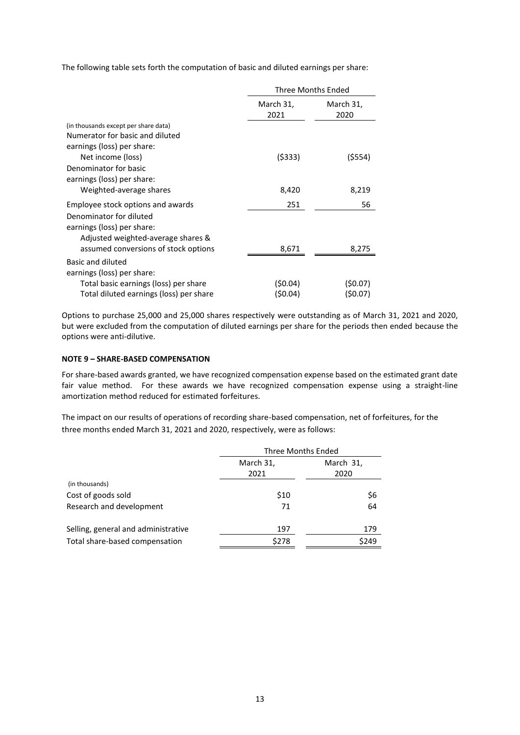The following table sets forth the computation of basic and diluted earnings per share:

| | Three Months Ended | |
|---|---|---|
| | March 31, 2021 | March 31, 2020 |
| (in thousands except per share data) | | |
| Numerator for basic and diluted earnings (loss) per share: | | |
| Net income (loss) | ($333) | ($554) |
| Denominator for basic earnings (loss) per share: | | |
| Weighted-average shares | 8,420 | 8,219 |
| Employee stock options and awards | 251 | 56 |
| Denominator for diluted earnings (loss) per share: | | |
| Adjusted weighted-average shares & assumed conversions of stock options | 8,671 | 8,275 |
| Basic and diluted earnings (loss) per share: | | |
| Total basic earnings (loss) per share | ($0.04) | ($0.07) |
| Total diluted earnings (loss) per share | ($0.04) | ($0.07) |

Options to purchase 25,000 and 25,000 shares respectively were outstanding as of March 31, 2021 and 2020, but were excluded from the computation of diluted earnings per share for the periods then ended because the options were anti-dilutive.

**NOTE 9 – SHARE-BASED COMPENSATION**

For share-based awards granted, we have recognized compensation expense based on the estimated grant date fair value method. For these awards we have recognized compensation expense using a straight-line amortization method reduced for estimated forfeitures.

The impact on our results of operations of recording share-based compensation, net of forfeitures, for the three months ended March 31, 2021 and 2020, respectively, were as follows:

| | Three Months Ended | |
|---|---|---|
| | March 31, 2021 | March 31, 2020 |
| (in thousands) | | |
| Cost of goods sold | $10 | $6 |
| Research and development | 71 | 64 |
| Selling, general and administrative | 197 | 179 |
| Total share-based compensation | $278 | $249 |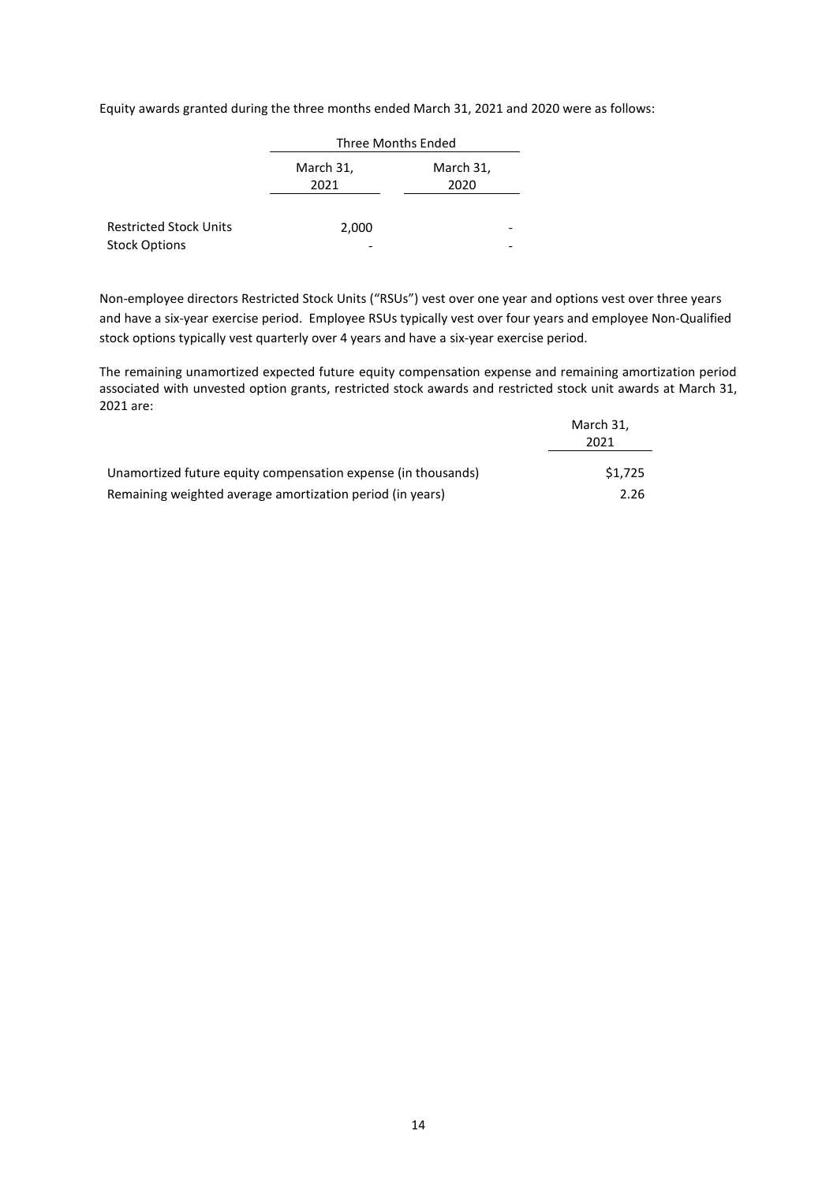Equity awards granted during the three months ended March 31, 2021 and 2020 were as follows:

| | Three Months Ended | |
|---|---|---|
| | March 31, 2021 | March 31, 2020 |
| Restricted Stock Units | 2,000 | - |
| Stock Options | - | - |

Non-employee directors Restricted Stock Units ("RSUs") vest over one year and options vest over three years and have a six-year exercise period. Employee RSUs typically vest over four years and employee Non-Qualified stock options typically vest quarterly over 4 years and have a six-year exercise period.

The remaining unamortized expected future equity compensation expense and remaining amortization period associated with unvested option grants, restricted stock awards and restricted stock unit awards at March 31, 2021 are:

| | March 31, 2021 |
|---|---|
| Unamortized future equity compensation expense (in thousands) | $1,725 |
| Remaining weighted average amortization period (in years) | 2.26 |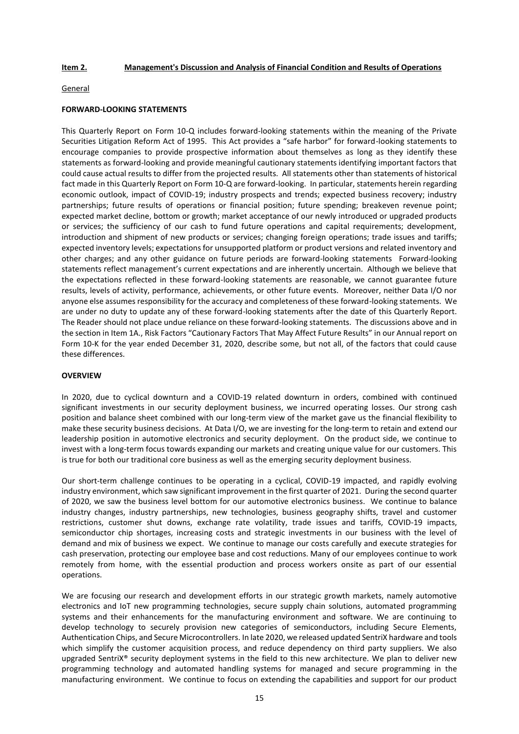**Item 2. Management's Discussion and Analysis of Financial Condition and Results of Operations**

General

**FORWARD-LOOKING STATEMENTS**

This Quarterly Report on Form 10-Q includes forward-looking statements within the meaning of the Private Securities Litigation Reform Act of 1995. This Act provides a "safe harbor" for forward-looking statements to encourage companies to provide prospective information about themselves as long as they identify these statements as forward-looking and provide meaningful cautionary statements identifying important factors that could cause actual results to differ from the projected results. All statements other than statements of historical fact made in this Quarterly Report on Form 10-Q are forward-looking. In particular, statements herein regarding economic outlook, impact of COVID-19; industry prospects and trends; expected business recovery; industry partnerships; future results of operations or financial position; future spending; breakeven revenue point; expected market decline, bottom or growth; market acceptance of our newly introduced or upgraded products or services; the sufficiency of our cash to fund future operations and capital requirements; development, introduction and shipment of new products or services; changing foreign operations; trade issues and tariffs; expected inventory levels; expectations for unsupported platform or product versions and related inventory and other charges; and any other guidance on future periods are forward-looking statements Forward-looking statements reflect management's current expectations and are inherently uncertain. Although we believe that the expectations reflected in these forward-looking statements are reasonable, we cannot guarantee future results, levels of activity, performance, achievements, or other future events. Moreover, neither Data I/O nor anyone else assumes responsibility for the accuracy and completeness of these forward-looking statements. We are under no duty to update any of these forward-looking statements after the date of this Quarterly Report. The Reader should not place undue reliance on these forward-looking statements. The discussions above and in the section in Item 1A., Risk Factors "Cautionary Factors That May Affect Future Results" in our Annual report on Form 10-K for the year ended December 31, 2020, describe some, but not all, of the factors that could cause these differences.

**OVERVIEW**

In 2020, due to cyclical downturn and a COVID-19 related downturn in orders, combined with continued significant investments in our security deployment business, we incurred operating losses. Our strong cash position and balance sheet combined with our long-term view of the market gave us the financial flexibility to make these security business decisions. At Data I/O, we are investing for the long-term to retain and extend our leadership position in automotive electronics and security deployment. On the product side, we continue to invest with a long-term focus towards expanding our markets and creating unique value for our customers. This is true for both our traditional core business as well as the emerging security deployment business.

Our short-term challenge continues to be operating in a cyclical, COVID-19 impacted, and rapidly evolving industry environment, which saw significant improvement in the first quarter of 2021. During the second quarter of 2020, we saw the business level bottom for our automotive electronics business. We continue to balance industry changes, industry partnerships, new technologies, business geography shifts, travel and customer restrictions, customer shut downs, exchange rate volatility, trade issues and tariffs, COVID-19 impacts, semiconductor chip shortages, increasing costs and strategic investments in our business with the level of demand and mix of business we expect. We continue to manage our costs carefully and execute strategies for cash preservation, protecting our employee base and cost reductions. Many of our employees continue to work remotely from home, with the essential production and process workers onsite as part of our essential operations.

We are focusing our research and development efforts in our strategic growth markets, namely automotive electronics and IoT new programming technologies, secure supply chain solutions, automated programming systems and their enhancements for the manufacturing environment and software. We are continuing to develop technology to securely provision new categories of semiconductors, including Secure Elements, Authentication Chips, and Secure Microcontrollers. In late 2020, we released updated SentriX hardware and tools which simplify the customer acquisition process, and reduce dependency on third party suppliers. We also upgraded SentriX® security deployment systems in the field to this new architecture. We plan to deliver new programming technology and automated handling systems for managed and secure programming in the manufacturing environment. We continue to focus on extending the capabilities and support for our product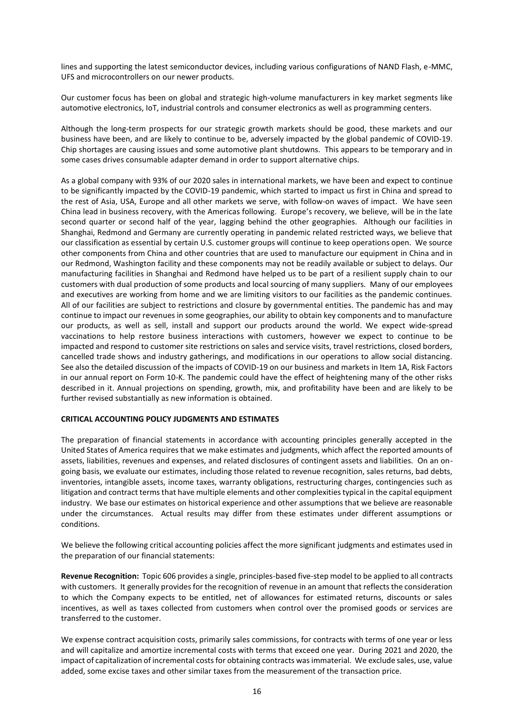lines and supporting the latest semiconductor devices, including various configurations of NAND Flash, e-MMC, UFS and microcontrollers on our newer products.

Our customer focus has been on global and strategic high-volume manufacturers in key market segments like automotive electronics, IoT, industrial controls and consumer electronics as well as programming centers.

Although the long-term prospects for our strategic growth markets should be good, these markets and our business have been, and are likely to continue to be, adversely impacted by the global pandemic of COVID-19. Chip shortages are causing issues and some automotive plant shutdowns. This appears to be temporary and in some cases drives consumable adapter demand in order to support alternative chips.

As a global company with 93% of our 2020 sales in international markets, we have been and expect to continue to be significantly impacted by the COVID-19 pandemic, which started to impact us first in China and spread to the rest of Asia, USA, Europe and all other markets we serve, with follow-on waves of impact. We have seen China lead in business recovery, with the Americas following. Europe's recovery, we believe, will be in the late second quarter or second half of the year, lagging behind the other geographies. Although our facilities in Shanghai, Redmond and Germany are currently operating in pandemic related restricted ways, we believe that our classification as essential by certain U.S. customer groups will continue to keep operations open. We source other components from China and other countries that are used to manufacture our equipment in China and in our Redmond, Washington facility and these components may not be readily available or subject to delays. Our manufacturing facilities in Shanghai and Redmond have helped us to be part of a resilient supply chain to our customers with dual production of some products and local sourcing of many suppliers. Many of our employees and executives are working from home and we are limiting visitors to our facilities as the pandemic continues. All of our facilities are subject to restrictions and closure by governmental entities. The pandemic has and may continue to impact our revenues in some geographies, our ability to obtain key components and to manufacture our products, as well as sell, install and support our products around the world. We expect wide-spread vaccinations to help restore business interactions with customers, however we expect to continue to be impacted and respond to customer site restrictions on sales and service visits, travel restrictions, closed borders, cancelled trade shows and industry gatherings, and modifications in our operations to allow social distancing. See also the detailed discussion of the impacts of COVID-19 on our business and markets in Item 1A, Risk Factors in our annual report on Form 10-K. The pandemic could have the effect of heightening many of the other risks described in it. Annual projections on spending, growth, mix, and profitability have been and are likely to be further revised substantially as new information is obtained.

**CRITICAL ACCOUNTING POLICY JUDGMENTS AND ESTIMATES**

The preparation of financial statements in accordance with accounting principles generally accepted in the United States of America requires that we make estimates and judgments, which affect the reported amounts of assets, liabilities, revenues and expenses, and related disclosures of contingent assets and liabilities. On an on-going basis, we evaluate our estimates, including those related to revenue recognition, sales returns, bad debts, inventories, intangible assets, income taxes, warranty obligations, restructuring charges, contingencies such as litigation and contract terms that have multiple elements and other complexities typical in the capital equipment industry. We base our estimates on historical experience and other assumptions that we believe are reasonable under the circumstances. Actual results may differ from these estimates under different assumptions or conditions.

We believe the following critical accounting policies affect the more significant judgments and estimates used in the preparation of our financial statements:

**Revenue Recognition:** Topic 606 provides a single, principles-based five-step model to be applied to all contracts with customers. It generally provides for the recognition of revenue in an amount that reflects the consideration to which the Company expects to be entitled, net of allowances for estimated returns, discounts or sales incentives, as well as taxes collected from customers when control over the promised goods or services are transferred to the customer.

We expense contract acquisition costs, primarily sales commissions, for contracts with terms of one year or less and will capitalize and amortize incremental costs with terms that exceed one year. During 2021 and 2020, the impact of capitalization of incremental costs for obtaining contracts was immaterial. We exclude sales, use, value added, some excise taxes and other similar taxes from the measurement of the transaction price.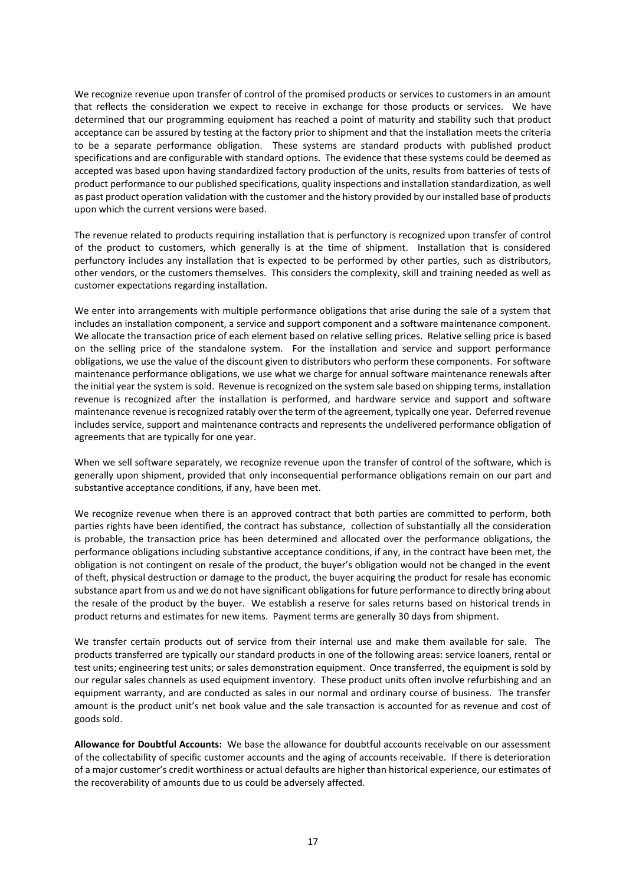We recognize revenue upon transfer of control of the promised products or services to customers in an amount that reflects the consideration we expect to receive in exchange for those products or services. We have determined that our programming equipment has reached a point of maturity and stability such that product acceptance can be assured by testing at the factory prior to shipment and that the installation meets the criteria to be a separate performance obligation. These systems are standard products with published product specifications and are configurable with standard options. The evidence that these systems could be deemed as accepted was based upon having standardized factory production of the units, results from batteries of tests of product performance to our published specifications, quality inspections and installation standardization, as well as past product operation validation with the customer and the history provided by our installed base of products upon which the current versions were based.

The revenue related to products requiring installation that is perfunctory is recognized upon transfer of control of the product to customers, which generally is at the time of shipment. Installation that is considered perfunctory includes any installation that is expected to be performed by other parties, such as distributors, other vendors, or the customers themselves. This considers the complexity, skill and training needed as well as customer expectations regarding installation.

We enter into arrangements with multiple performance obligations that arise during the sale of a system that includes an installation component, a service and support component and a software maintenance component. We allocate the transaction price of each element based on relative selling prices. Relative selling price is based on the selling price of the standalone system. For the installation and service and support performance obligations, we use the value of the discount given to distributors who perform these components. For software maintenance performance obligations, we use what we charge for annual software maintenance renewals after the initial year the system is sold. Revenue is recognized on the system sale based on shipping terms, installation revenue is recognized after the installation is performed, and hardware service and support and software maintenance revenue is recognized ratably over the term of the agreement, typically one year. Deferred revenue includes service, support and maintenance contracts and represents the undelivered performance obligation of agreements that are typically for one year.

When we sell software separately, we recognize revenue upon the transfer of control of the software, which is generally upon shipment, provided that only inconsequential performance obligations remain on our part and substantive acceptance conditions, if any, have been met.

We recognize revenue when there is an approved contract that both parties are committed to perform, both parties rights have been identified, the contract has substance, collection of substantially all the consideration is probable, the transaction price has been determined and allocated over the performance obligations, the performance obligations including substantive acceptance conditions, if any, in the contract have been met, the obligation is not contingent on resale of the product, the buyer's obligation would not be changed in the event of theft, physical destruction or damage to the product, the buyer acquiring the product for resale has economic substance apart from us and we do not have significant obligations for future performance to directly bring about the resale of the product by the buyer. We establish a reserve for sales returns based on historical trends in product returns and estimates for new items. Payment terms are generally 30 days from shipment.

We transfer certain products out of service from their internal use and make them available for sale. The products transferred are typically our standard products in one of the following areas: service loaners, rental or test units; engineering test units; or sales demonstration equipment. Once transferred, the equipment is sold by our regular sales channels as used equipment inventory. These product units often involve refurbishing and an equipment warranty, and are conducted as sales in our normal and ordinary course of business. The transfer amount is the product unit's net book value and the sale transaction is accounted for as revenue and cost of goods sold.

**Allowance for Doubtful Accounts:** We base the allowance for doubtful accounts receivable on our assessment of the collectability of specific customer accounts and the aging of accounts receivable. If there is deterioration of a major customer's credit worthiness or actual defaults are higher than historical experience, our estimates of the recoverability of amounts due to us could be adversely affected.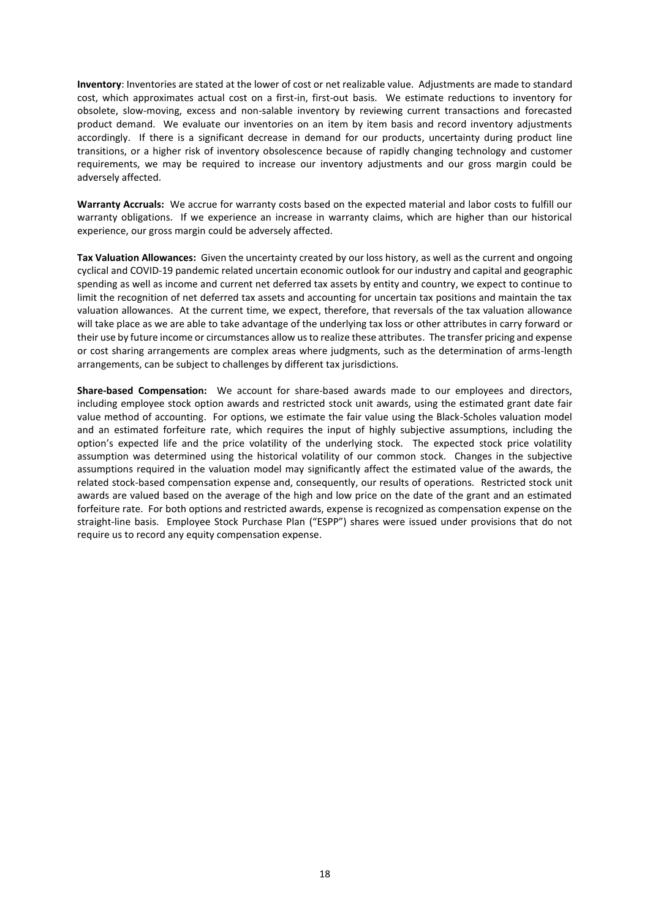**Inventory**: Inventories are stated at the lower of cost or net realizable value. Adjustments are made to standard cost, which approximates actual cost on a first-in, first-out basis. We estimate reductions to inventory for obsolete, slow-moving, excess and non-salable inventory by reviewing current transactions and forecasted product demand. We evaluate our inventories on an item by item basis and record inventory adjustments accordingly. If there is a significant decrease in demand for our products, uncertainty during product line transitions, or a higher risk of inventory obsolescence because of rapidly changing technology and customer requirements, we may be required to increase our inventory adjustments and our gross margin could be adversely affected.

**Warranty Accruals:** We accrue for warranty costs based on the expected material and labor costs to fulfill our warranty obligations. If we experience an increase in warranty claims, which are higher than our historical experience, our gross margin could be adversely affected.

**Tax Valuation Allowances:** Given the uncertainty created by our loss history, as well as the current and ongoing cyclical and COVID-19 pandemic related uncertain economic outlook for our industry and capital and geographic spending as well as income and current net deferred tax assets by entity and country, we expect to continue to limit the recognition of net deferred tax assets and accounting for uncertain tax positions and maintain the tax valuation allowances. At the current time, we expect, therefore, that reversals of the tax valuation allowance will take place as we are able to take advantage of the underlying tax loss or other attributes in carry forward or their use by future income or circumstances allow us to realize these attributes. The transfer pricing and expense or cost sharing arrangements are complex areas where judgments, such as the determination of arms-length arrangements, can be subject to challenges by different tax jurisdictions.

**Share-based Compensation:** We account for share-based awards made to our employees and directors, including employee stock option awards and restricted stock unit awards, using the estimated grant date fair value method of accounting. For options, we estimate the fair value using the Black-Scholes valuation model and an estimated forfeiture rate, which requires the input of highly subjective assumptions, including the option's expected life and the price volatility of the underlying stock. The expected stock price volatility assumption was determined using the historical volatility of our common stock. Changes in the subjective assumptions required in the valuation model may significantly affect the estimated value of the awards, the related stock-based compensation expense and, consequently, our results of operations. Restricted stock unit awards are valued based on the average of the high and low price on the date of the grant and an estimated forfeiture rate. For both options and restricted awards, expense is recognized as compensation expense on the straight-line basis. Employee Stock Purchase Plan ("ESPP") shares were issued under provisions that do not require us to record any equity compensation expense.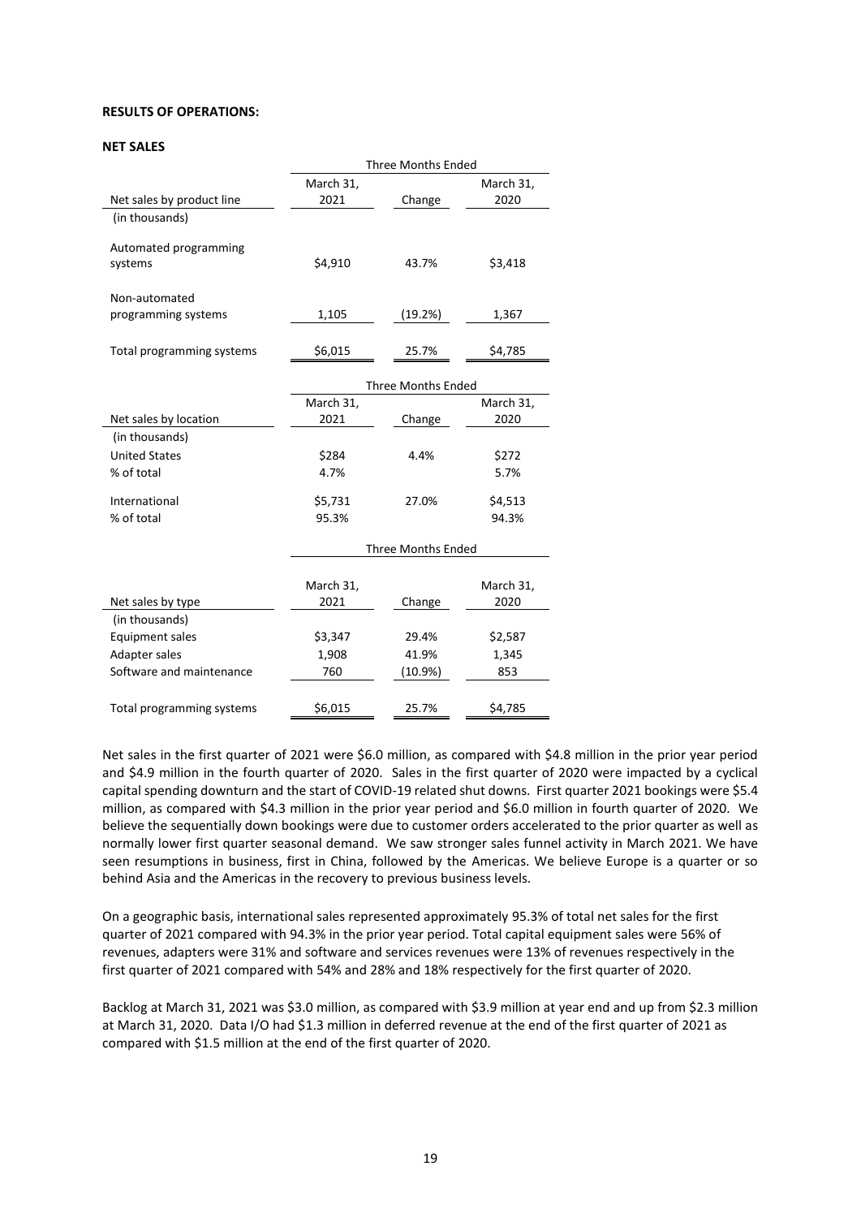**RESULTS OF OPERATIONS:**

**NET SALES**

| | Three Months Ended | | |
|---|---|---|---|
| Net sales by product line | March 31, 2021 | Change | March 31, 2020 |
| (in thousands) | | | |
| Automated programming systems | $4,910 | 43.7% | $3,418 |
| Non-automated programming systems | 1,105 | (19.2%) | 1,367 |
| Total programming systems | $6,015 | 25.7% | $4,785 |

| | Three Months Ended | | |
|---|---|---|---|
| Net sales by location | March 31, 2021 | Change | March 31, 2020 |
| (in thousands) | | | |
| United States | $284 | 4.4% | $272 |
| % of total | 4.7% | | 5.7% |
| International | $5,731 | 27.0% | $4,513 |
| % of total | 95.3% | | 94.3% |

| | Three Months Ended | | |
|---|---|---|---|
| Net sales by type | March 31, 2021 | Change | March 31, 2020 |
| (in thousands) | | | |
| Equipment sales | $3,347 | 29.4% | $2,587 |
| Adapter sales | 1,908 | 41.9% | 1,345 |
| Software and maintenance | 760 | (10.9%) | 853 |
| Total programming systems | $6,015 | 25.7% | $4,785 |

Net sales in the first quarter of 2021 were $6.0 million, as compared with $4.8 million in the prior year period and $4.9 million in the fourth quarter of 2020. Sales in the first quarter of 2020 were impacted by a cyclical capital spending downturn and the start of COVID-19 related shut downs. First quarter 2021 bookings were $5.4 million, as compared with $4.3 million in the prior year period and $6.0 million in fourth quarter of 2020. We believe the sequentially down bookings were due to customer orders accelerated to the prior quarter as well as normally lower first quarter seasonal demand. We saw stronger sales funnel activity in March 2021. We have seen resumptions in business, first in China, followed by the Americas. We believe Europe is a quarter or so behind Asia and the Americas in the recovery to previous business levels.

On a geographic basis, international sales represented approximately 95.3% of total net sales for the first quarter of 2021 compared with 94.3% in the prior year period. Total capital equipment sales were 56% of revenues, adapters were 31% and software and services revenues were 13% of revenues respectively in the first quarter of 2021 compared with 54% and 28% and 18% respectively for the first quarter of 2020.

Backlog at March 31, 2021 was $3.0 million, as compared with $3.9 million at year end and up from $2.3 million at March 31, 2020. Data I/O had $1.3 million in deferred revenue at the end of the first quarter of 2021 as compared with $1.5 million at the end of the first quarter of 2020.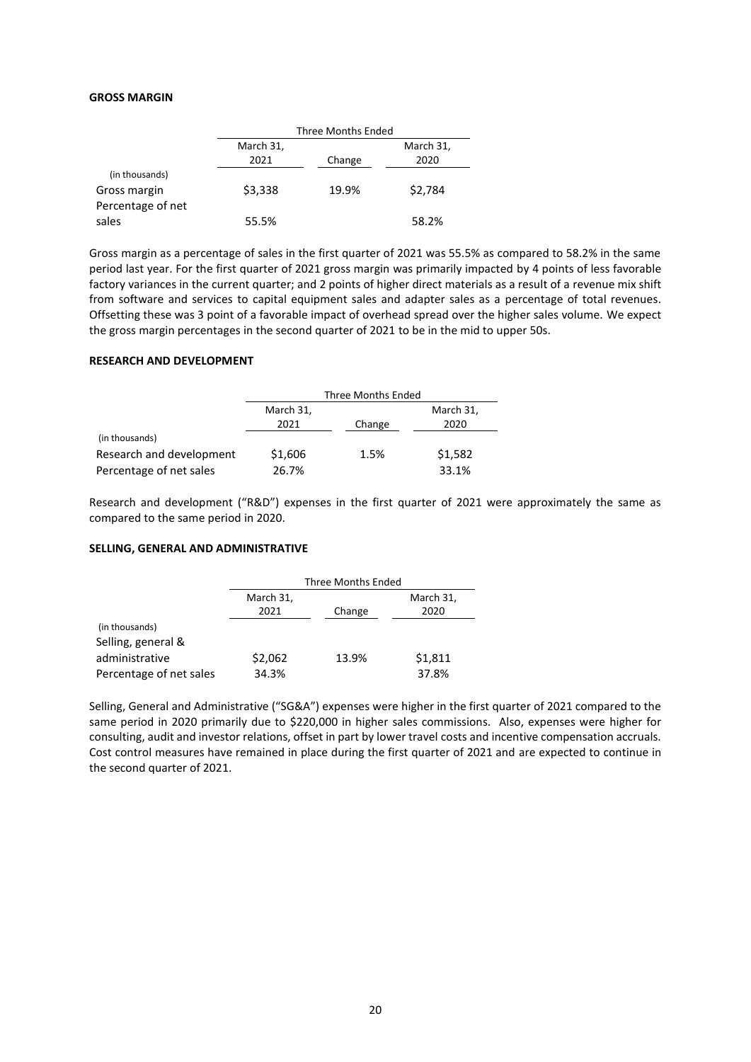**GROSS MARGIN**

| | Three Months Ended | | |
|---|---|---|---|
| | March 31, 2021 | Change | March 31, 2020 |
| (in thousands) | | | |
| Gross margin | \$3,338 | 19.9% | \$2,784 |
| Percentage of net sales | 55.5% | | 58.2% |

Gross margin as a percentage of sales in the first quarter of 2021 was 55.5% as compared to 58.2% in the same period last year. For the first quarter of 2021 gross margin was primarily impacted by 4 points of less favorable factory variances in the current quarter; and 2 points of higher direct materials as a result of a revenue mix shift from software and services to capital equipment sales and adapter sales as a percentage of total revenues. Offsetting these was 3 point of a favorable impact of overhead spread over the higher sales volume. We expect the gross margin percentages in the second quarter of 2021 to be in the mid to upper 50s.

**RESEARCH AND DEVELOPMENT**

| | Three Months Ended | | |
|---|---|---|---|
| | March 31, 2021 | Change | March 31, 2020 |
| (in thousands) | | | |
| Research and development | \$1,606 | 1.5% | \$1,582 |
| Percentage of net sales | 26.7% | | 33.1% |

Research and development ("R&D") expenses in the first quarter of 2021 were approximately the same as compared to the same period in 2020.

**SELLING, GENERAL AND ADMINISTRATIVE**

| | Three Months Ended | | |
|---|---|---|---|
| | March 31, 2021 | Change | March 31, 2020 |
| (in thousands) | | | |
| Selling, general & administrative | \$2,062 | 13.9% | \$1,811 |
| Percentage of net sales | 34.3% | | 37.8% |

Selling, General and Administrative ("SG&A") expenses were higher in the first quarter of 2021 compared to the same period in 2020 primarily due to \$220,000 in higher sales commissions. Also, expenses were higher for consulting, audit and investor relations, offset in part by lower travel costs and incentive compensation accruals. Cost control measures have remained in place during the first quarter of 2021 and are expected to continue in the second quarter of 2021.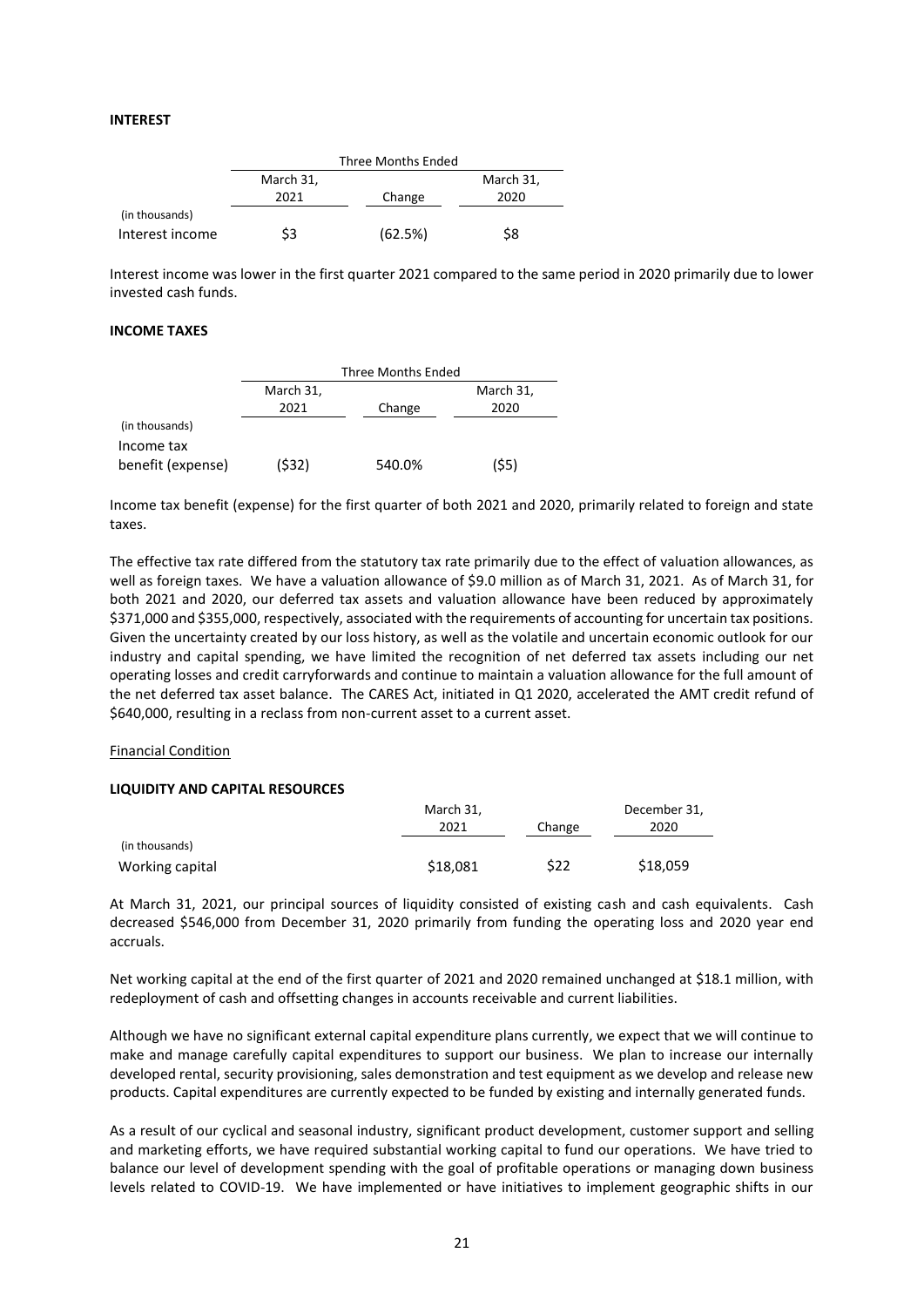**INTEREST**

| | Three Months Ended | | |
|---|---|---|---|
| | March 31, 2021 | Change | March 31, 2020 |
| (in thousands) | | | |
| Interest income | $3 | (62.5%) | $8 |

Interest income was lower in the first quarter 2021 compared to the same period in 2020 primarily due to lower invested cash funds.

**INCOME TAXES**

| | Three Months Ended | | |
|---|---|---|---|
| | March 31, 2021 | Change | March 31, 2020 |
| (in thousands) | | | |
| Income tax benefit (expense) | ($32) | 540.0% | ($5) |

Income tax benefit (expense) for the first quarter of both 2021 and 2020, primarily related to foreign and state taxes.

The effective tax rate differed from the statutory tax rate primarily due to the effect of valuation allowances, as well as foreign taxes. We have a valuation allowance of $9.0 million as of March 31, 2021. As of March 31, for both 2021 and 2020, our deferred tax assets and valuation allowance have been reduced by approximately $371,000 and $355,000, respectively, associated with the requirements of accounting for uncertain tax positions. Given the uncertainty created by our loss history, as well as the volatile and uncertain economic outlook for our industry and capital spending, we have limited the recognition of net deferred tax assets including our net operating losses and credit carryforwards and continue to maintain a valuation allowance for the full amount of the net deferred tax asset balance. The CARES Act, initiated in Q1 2020, accelerated the AMT credit refund of $640,000, resulting in a reclass from non-current asset to a current asset.

Financial Condition

**LIQUIDITY AND CAPITAL RESOURCES**

| | March 31, 2021 | Change | December 31, 2020 |
|---|---|---|---|
| (in thousands) | | | |
| Working capital | $18,081 | $22 | $18,059 |

At March 31, 2021, our principal sources of liquidity consisted of existing cash and cash equivalents. Cash decreased $546,000 from December 31, 2020 primarily from funding the operating loss and 2020 year end accruals.

Net working capital at the end of the first quarter of 2021 and 2020 remained unchanged at $18.1 million, with redeployment of cash and offsetting changes in accounts receivable and current liabilities.

Although we have no significant external capital expenditure plans currently, we expect that we will continue to make and manage carefully capital expenditures to support our business. We plan to increase our internally developed rental, security provisioning, sales demonstration and test equipment as we develop and release new products. Capital expenditures are currently expected to be funded by existing and internally generated funds.

As a result of our cyclical and seasonal industry, significant product development, customer support and selling and marketing efforts, we have required substantial working capital to fund our operations. We have tried to balance our level of development spending with the goal of profitable operations or managing down business levels related to COVID-19. We have implemented or have initiatives to implement geographic shifts in our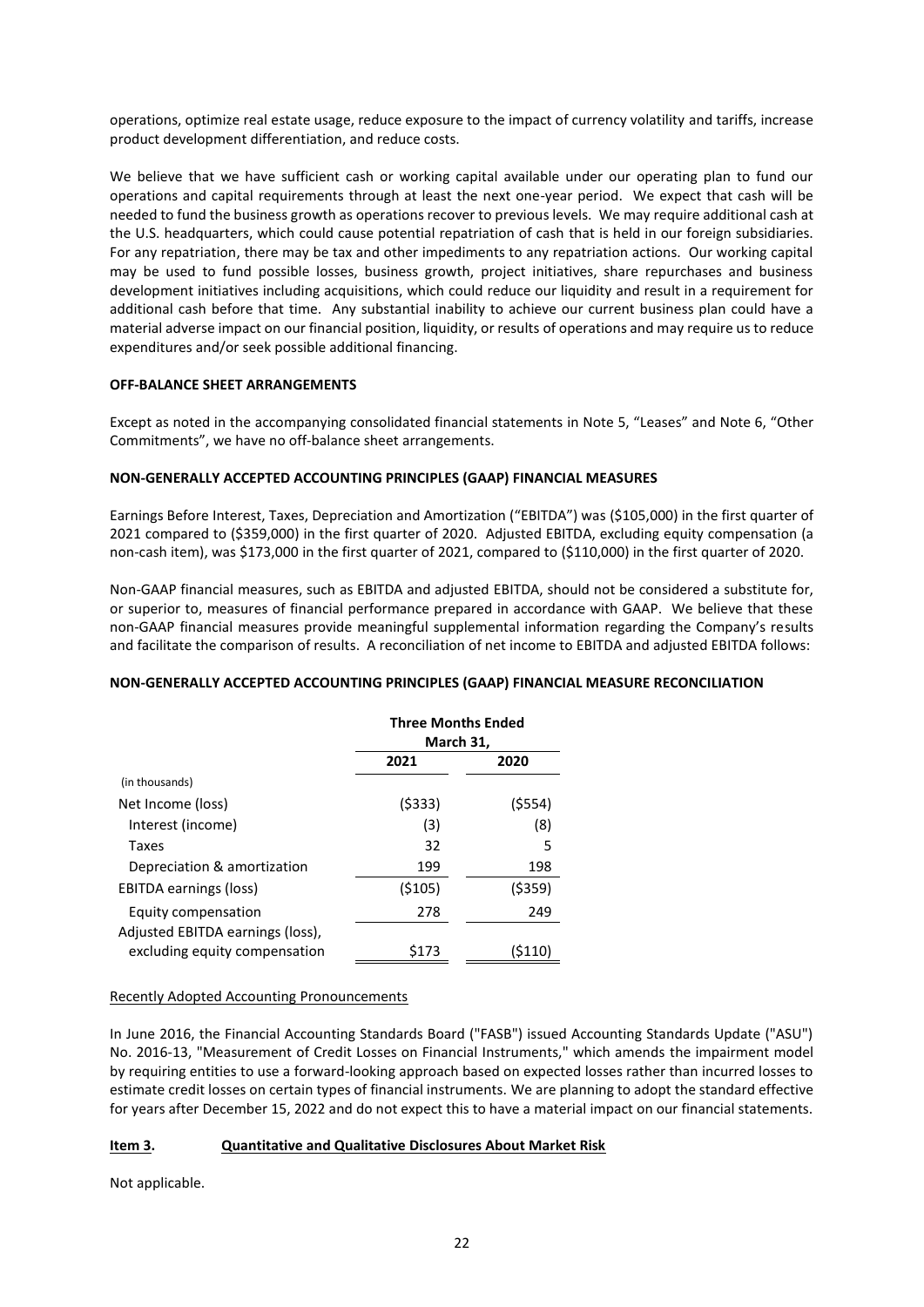operations, optimize real estate usage, reduce exposure to the impact of currency volatility and tariffs, increase product development differentiation, and reduce costs.

We believe that we have sufficient cash or working capital available under our operating plan to fund our operations and capital requirements through at least the next one-year period. We expect that cash will be needed to fund the business growth as operations recover to previous levels. We may require additional cash at the U.S. headquarters, which could cause potential repatriation of cash that is held in our foreign subsidiaries. For any repatriation, there may be tax and other impediments to any repatriation actions. Our working capital may be used to fund possible losses, business growth, project initiatives, share repurchases and business development initiatives including acquisitions, which could reduce our liquidity and result in a requirement for additional cash before that time. Any substantial inability to achieve our current business plan could have a material adverse impact on our financial position, liquidity, or results of operations and may require us to reduce expenditures and/or seek possible additional financing.

**OFF-BALANCE SHEET ARRANGEMENTS**

Except as noted in the accompanying consolidated financial statements in Note 5, "Leases" and Note 6, "Other Commitments", we have no off-balance sheet arrangements.

**NON-GENERALLY ACCEPTED ACCOUNTING PRINCIPLES (GAAP) FINANCIAL MEASURES**

Earnings Before Interest, Taxes, Depreciation and Amortization ("EBITDA") was ($105,000) in the first quarter of 2021 compared to ($359,000) in the first quarter of 2020. Adjusted EBITDA, excluding equity compensation (a non-cash item), was $173,000 in the first quarter of 2021, compared to ($110,000) in the first quarter of 2020.

Non-GAAP financial measures, such as EBITDA and adjusted EBITDA, should not be considered a substitute for, or superior to, measures of financial performance prepared in accordance with GAAP. We believe that these non-GAAP financial measures provide meaningful supplemental information regarding the Company's results and facilitate the comparison of results. A reconciliation of net income to EBITDA and adjusted EBITDA follows:

**NON-GENERALLY ACCEPTED ACCOUNTING PRINCIPLES (GAAP) FINANCIAL MEASURE RECONCILIATION**

| | Three Months Ended March 31, | |
|---|---|---|
| | 2021 | 2020 |
| (in thousands) | | |
| Net Income (loss) | ($333) | ($554) |
| Interest (income) | (3) | (8) |
| Taxes | 32 | 5 |
| Depreciation & amortization | 199 | 198 |
| EBITDA earnings (loss) | ($105) | ($359) |
| Equity compensation | 278 | 249 |
| Adjusted EBITDA earnings (loss), excluding equity compensation | $173 | ($110) |

Recently Adopted Accounting Pronouncements

In June 2016, the Financial Accounting Standards Board ("FASB") issued Accounting Standards Update ("ASU") No. 2016-13, "Measurement of Credit Losses on Financial Instruments," which amends the impairment model by requiring entities to use a forward-looking approach based on expected losses rather than incurred losses to estimate credit losses on certain types of financial instruments. We are planning to adopt the standard effective for years after December 15, 2022 and do not expect this to have a material impact on our financial statements.

**Item 3. Quantitative and Qualitative Disclosures About Market Risk**

Not applicable.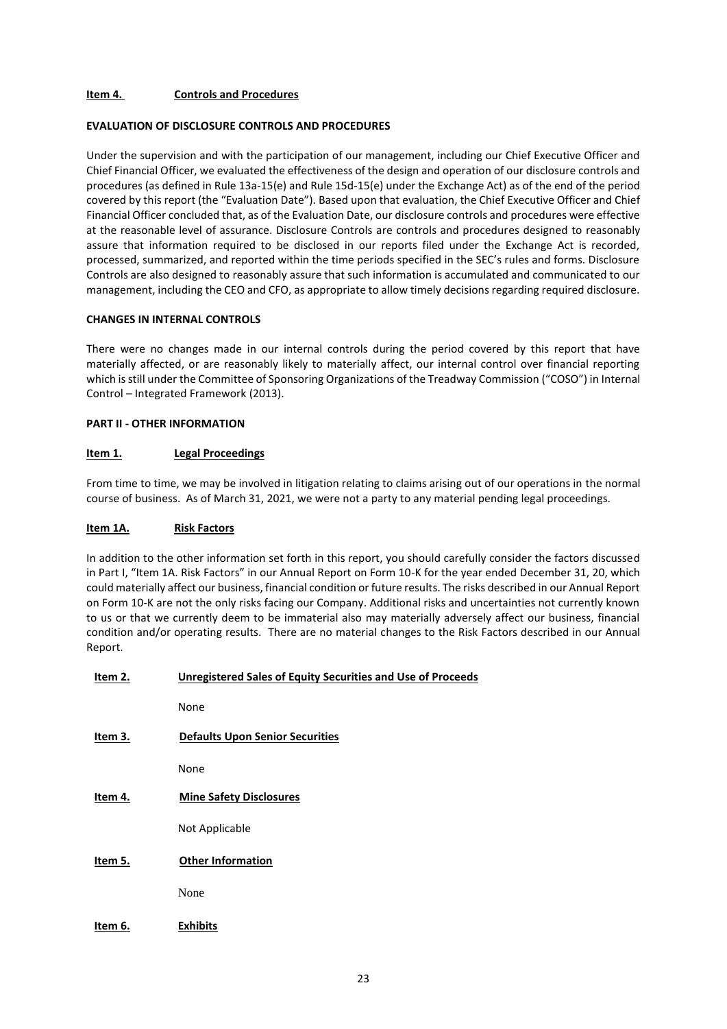## Item 4. Controls and Procedures

**EVALUATION OF DISCLOSURE CONTROLS AND PROCEDURES**

Under the supervision and with the participation of our management, including our Chief Executive Officer and Chief Financial Officer, we evaluated the effectiveness of the design and operation of our disclosure controls and procedures (as defined in Rule 13a-15(e) and Rule 15d-15(e) under the Exchange Act) as of the end of the period covered by this report (the "Evaluation Date"). Based upon that evaluation, the Chief Executive Officer and Chief Financial Officer concluded that, as of the Evaluation Date, our disclosure controls and procedures were effective at the reasonable level of assurance. Disclosure Controls are controls and procedures designed to reasonably assure that information required to be disclosed in our reports filed under the Exchange Act is recorded, processed, summarized, and reported within the time periods specified in the SEC's rules and forms. Disclosure Controls are also designed to reasonably assure that such information is accumulated and communicated to our management, including the CEO and CFO, as appropriate to allow timely decisions regarding required disclosure.

**CHANGES IN INTERNAL CONTROLS**

There were no changes made in our internal controls during the period covered by this report that have materially affected, or are reasonably likely to materially affect, our internal control over financial reporting which is still under the Committee of Sponsoring Organizations of the Treadway Commission ("COSO") in Internal Control – Integrated Framework (2013).

# PART II - OTHER INFORMATION

## Item 1. Legal Proceedings

From time to time, we may be involved in litigation relating to claims arising out of our operations in the normal course of business. As of March 31, 2021, we were not a party to any material pending legal proceedings.

## Item 1A. Risk Factors

In addition to the other information set forth in this report, you should carefully consider the factors discussed in Part I, "Item 1A. Risk Factors" in our Annual Report on Form 10-K for the year ended December 31, 20, which could materially affect our business, financial condition or future results. The risks described in our Annual Report on Form 10-K are not the only risks facing our Company. Additional risks and uncertainties not currently known to us or that we currently deem to be immaterial also may materially adversely affect our business, financial condition and/or operating results. There are no material changes to the Risk Factors described in our Annual Report.

## Item 2. Unregistered Sales of Equity Securities and Use of Proceeds

None

## Item 3. Defaults Upon Senior Securities

None

## Item 4. Mine Safety Disclosures

Not Applicable

## Item 5. Other Information

None

## Item 6. Exhibits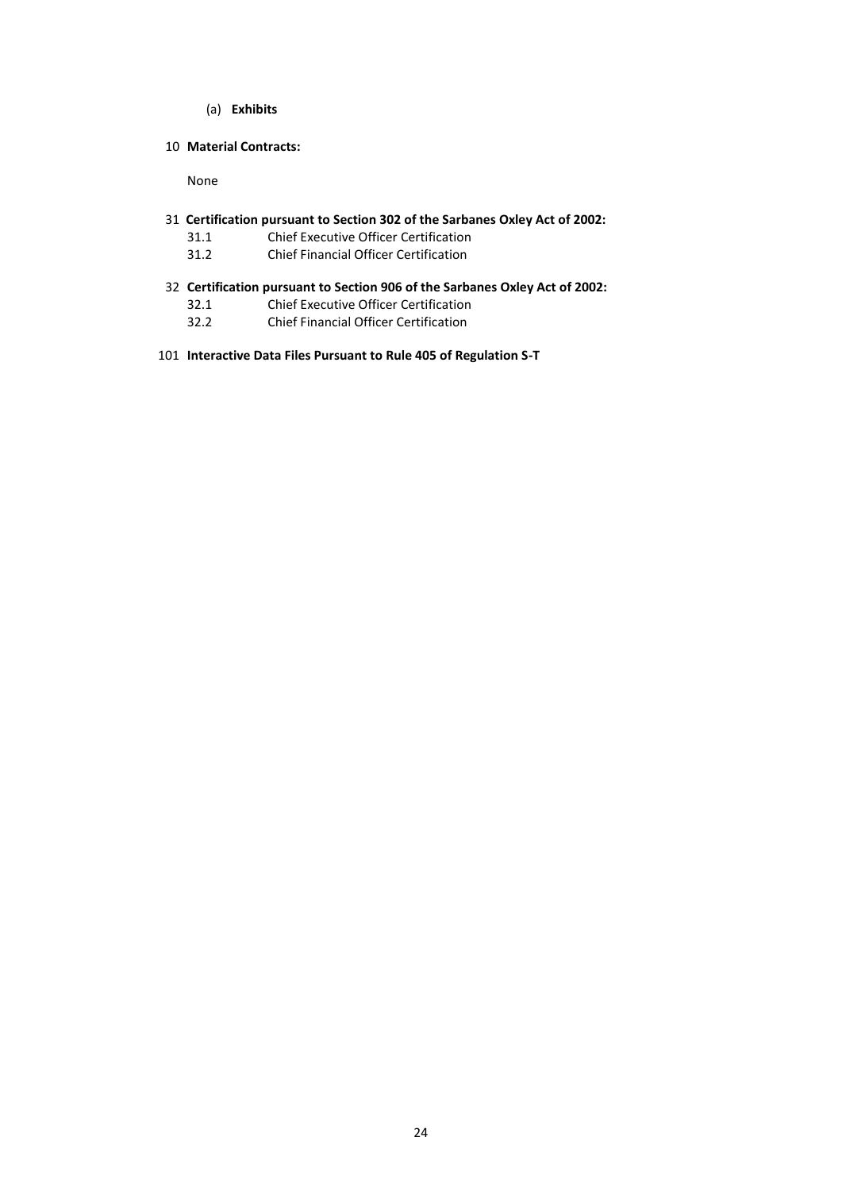(a) **Exhibits**

10 **Material Contracts:**

None

31 **Certification pursuant to Section 302 of the Sarbanes Oxley Act of 2002:**

31.1 Chief Executive Officer Certification

31.2 Chief Financial Officer Certification

32 **Certification pursuant to Section 906 of the Sarbanes Oxley Act of 2002:**

32.1 Chief Executive Officer Certification

32.2 Chief Financial Officer Certification

101 **Interactive Data Files Pursuant to Rule 405 of Regulation S-T**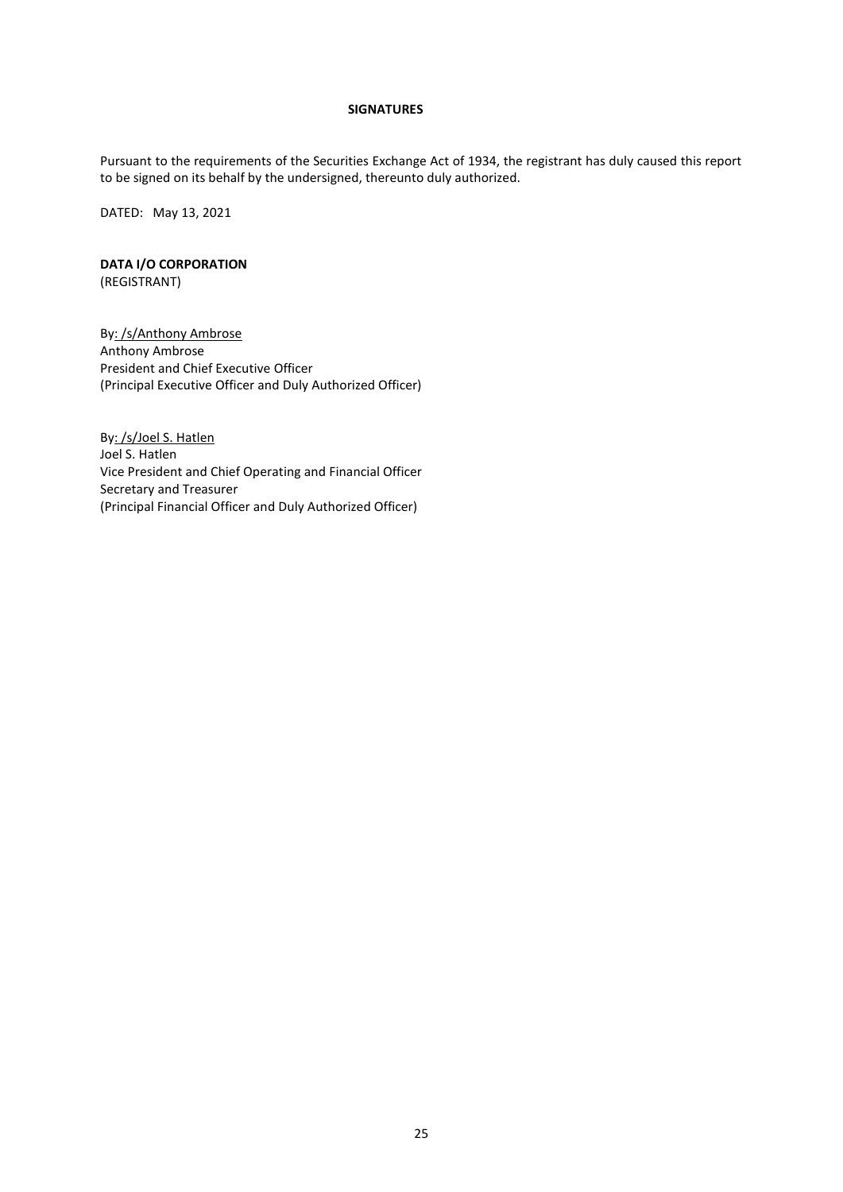**SIGNATURES**

Pursuant to the requirements of the Securities Exchange Act of 1934, the registrant has duly caused this report to be signed on its behalf by the undersigned, thereunto duly authorized.

DATED: May 13, 2021

**DATA I/O CORPORATION**
(REGISTRANT)

By: /s/Anthony Ambrose
Anthony Ambrose
President and Chief Executive Officer
(Principal Executive Officer and Duly Authorized Officer)

By: /s/Joel S. Hatlen
Joel S. Hatlen
Vice President and Chief Operating and Financial Officer
Secretary and Treasurer
(Principal Financial Officer and Duly Authorized Officer)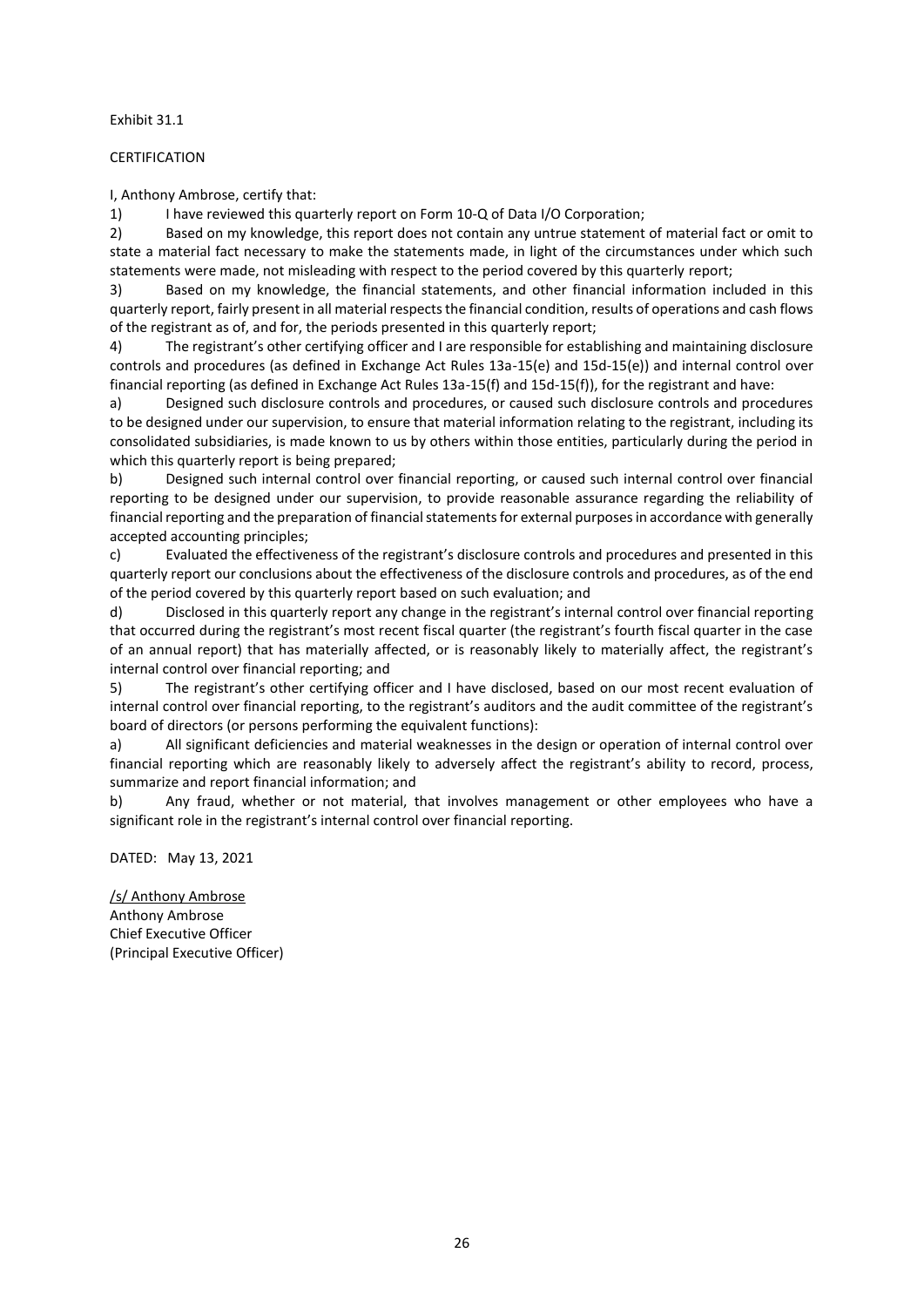Exhibit 31.1

CERTIFICATION

I, Anthony Ambrose, certify that:

1) I have reviewed this quarterly report on Form 10-Q of Data I/O Corporation;

2) Based on my knowledge, this report does not contain any untrue statement of material fact or omit to state a material fact necessary to make the statements made, in light of the circumstances under which such statements were made, not misleading with respect to the period covered by this quarterly report;

3) Based on my knowledge, the financial statements, and other financial information included in this quarterly report, fairly present in all material respects the financial condition, results of operations and cash flows of the registrant as of, and for, the periods presented in this quarterly report;

4) The registrant's other certifying officer and I are responsible for establishing and maintaining disclosure controls and procedures (as defined in Exchange Act Rules 13a-15(e) and 15d-15(e)) and internal control over financial reporting (as defined in Exchange Act Rules 13a-15(f) and 15d-15(f)), for the registrant and have:

a) Designed such disclosure controls and procedures, or caused such disclosure controls and procedures to be designed under our supervision, to ensure that material information relating to the registrant, including its consolidated subsidiaries, is made known to us by others within those entities, particularly during the period in which this quarterly report is being prepared;

b) Designed such internal control over financial reporting, or caused such internal control over financial reporting to be designed under our supervision, to provide reasonable assurance regarding the reliability of financial reporting and the preparation of financial statements for external purposes in accordance with generally accepted accounting principles;

c) Evaluated the effectiveness of the registrant's disclosure controls and procedures and presented in this quarterly report our conclusions about the effectiveness of the disclosure controls and procedures, as of the end of the period covered by this quarterly report based on such evaluation; and

d) Disclosed in this quarterly report any change in the registrant's internal control over financial reporting that occurred during the registrant's most recent fiscal quarter (the registrant's fourth fiscal quarter in the case of an annual report) that has materially affected, or is reasonably likely to materially affect, the registrant's internal control over financial reporting; and

5) The registrant's other certifying officer and I have disclosed, based on our most recent evaluation of internal control over financial reporting, to the registrant's auditors and the audit committee of the registrant's board of directors (or persons performing the equivalent functions):

a) All significant deficiencies and material weaknesses in the design or operation of internal control over financial reporting which are reasonably likely to adversely affect the registrant's ability to record, process, summarize and report financial information; and

b) Any fraud, whether or not material, that involves management or other employees who have a significant role in the registrant's internal control over financial reporting.

DATED: May 13, 2021

/s/ Anthony Ambrose
Anthony Ambrose
Chief Executive Officer
(Principal Executive Officer)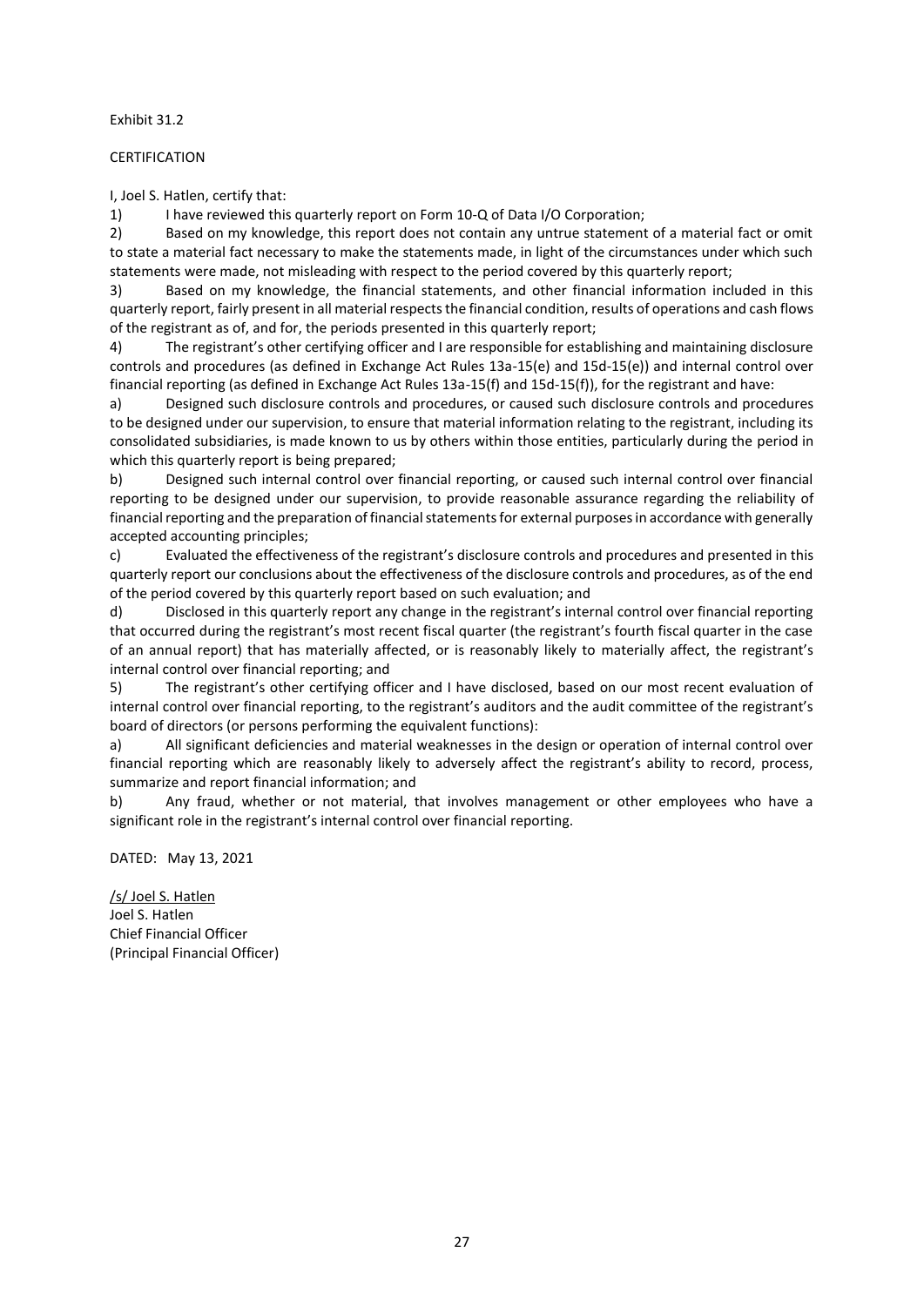Exhibit 31.2

CERTIFICATION

I, Joel S. Hatlen, certify that:

1) I have reviewed this quarterly report on Form 10-Q of Data I/O Corporation;

2) Based on my knowledge, this report does not contain any untrue statement of a material fact or omit to state a material fact necessary to make the statements made, in light of the circumstances under which such statements were made, not misleading with respect to the period covered by this quarterly report;

3) Based on my knowledge, the financial statements, and other financial information included in this quarterly report, fairly present in all material respects the financial condition, results of operations and cash flows of the registrant as of, and for, the periods presented in this quarterly report;

4) The registrant's other certifying officer and I are responsible for establishing and maintaining disclosure controls and procedures (as defined in Exchange Act Rules 13a-15(e) and 15d-15(e)) and internal control over financial reporting (as defined in Exchange Act Rules 13a-15(f) and 15d-15(f)), for the registrant and have:

a) Designed such disclosure controls and procedures, or caused such disclosure controls and procedures to be designed under our supervision, to ensure that material information relating to the registrant, including its consolidated subsidiaries, is made known to us by others within those entities, particularly during the period in which this quarterly report is being prepared;

b) Designed such internal control over financial reporting, or caused such internal control over financial reporting to be designed under our supervision, to provide reasonable assurance regarding the reliability of financial reporting and the preparation of financial statements for external purposes in accordance with generally accepted accounting principles;

c) Evaluated the effectiveness of the registrant's disclosure controls and procedures and presented in this quarterly report our conclusions about the effectiveness of the disclosure controls and procedures, as of the end of the period covered by this quarterly report based on such evaluation; and

d) Disclosed in this quarterly report any change in the registrant's internal control over financial reporting that occurred during the registrant's most recent fiscal quarter (the registrant's fourth fiscal quarter in the case of an annual report) that has materially affected, or is reasonably likely to materially affect, the registrant's internal control over financial reporting; and

5) The registrant's other certifying officer and I have disclosed, based on our most recent evaluation of internal control over financial reporting, to the registrant's auditors and the audit committee of the registrant's board of directors (or persons performing the equivalent functions):

a) All significant deficiencies and material weaknesses in the design or operation of internal control over financial reporting which are reasonably likely to adversely affect the registrant's ability to record, process, summarize and report financial information; and

b) Any fraud, whether or not material, that involves management or other employees who have a significant role in the registrant's internal control over financial reporting.

DATED: May 13, 2021

/s/ Joel S. Hatlen
Joel S. Hatlen
Chief Financial Officer
(Principal Financial Officer)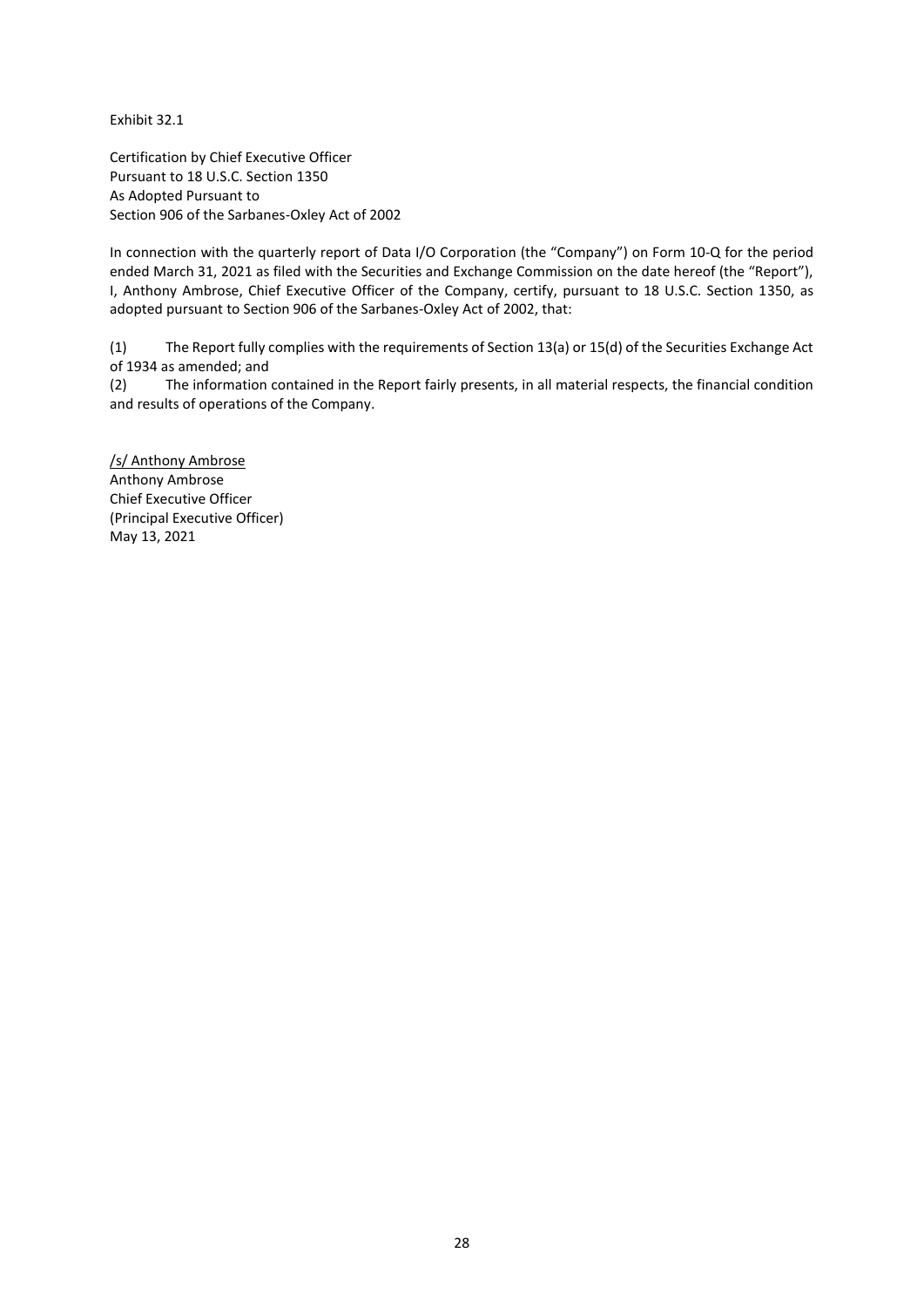Exhibit 32.1

Certification by Chief Executive Officer
Pursuant to 18 U.S.C. Section 1350
As Adopted Pursuant to
Section 906 of the Sarbanes-Oxley Act of 2002

In connection with the quarterly report of Data I/O Corporation (the "Company") on Form 10-Q for the period ended March 31, 2021 as filed with the Securities and Exchange Commission on the date hereof (the "Report"), I, Anthony Ambrose, Chief Executive Officer of the Company, certify, pursuant to 18 U.S.C. Section 1350, as adopted pursuant to Section 906 of the Sarbanes-Oxley Act of 2002, that:

(1) The Report fully complies with the requirements of Section 13(a) or 15(d) of the Securities Exchange Act of 1934 as amended; and
(2) The information contained in the Report fairly presents, in all material respects, the financial condition and results of operations of the Company.

/s/ Anthony Ambrose
Anthony Ambrose
Chief Executive Officer
(Principal Executive Officer)
May 13, 2021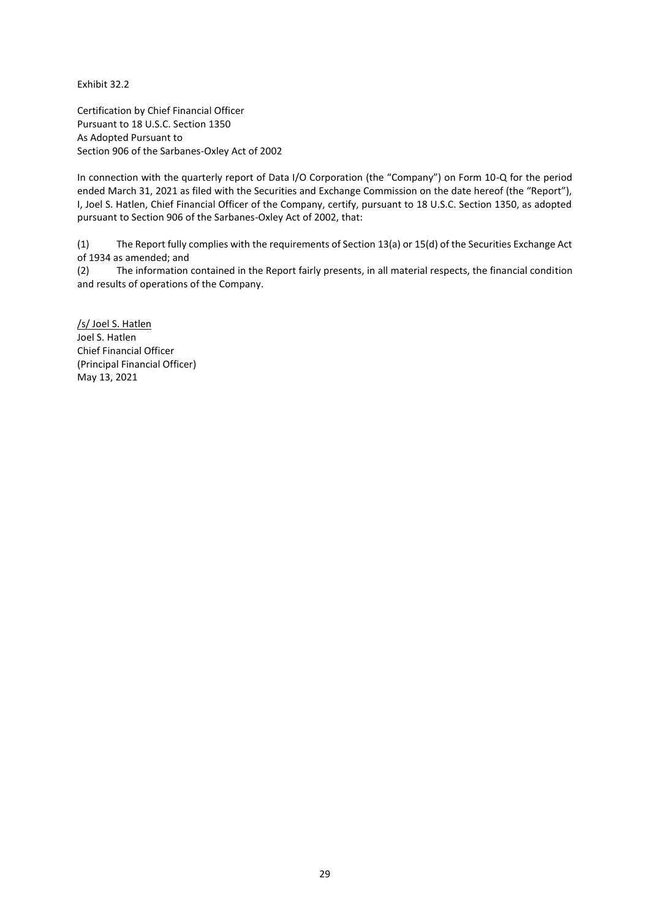Exhibit 32.2

Certification by Chief Financial Officer
Pursuant to 18 U.S.C. Section 1350
As Adopted Pursuant to
Section 906 of the Sarbanes-Oxley Act of 2002

In connection with the quarterly report of Data I/O Corporation (the "Company") on Form 10-Q for the period ended March 31, 2021 as filed with the Securities and Exchange Commission on the date hereof (the "Report"), I, Joel S. Hatlen, Chief Financial Officer of the Company, certify, pursuant to 18 U.S.C. Section 1350, as adopted pursuant to Section 906 of the Sarbanes-Oxley Act of 2002, that:

(1) The Report fully complies with the requirements of Section 13(a) or 15(d) of the Securities Exchange Act of 1934 as amended; and
(2) The information contained in the Report fairly presents, in all material respects, the financial condition and results of operations of the Company.

/s/ Joel S. Hatlen
Joel S. Hatlen
Chief Financial Officer
(Principal Financial Officer)
May 13, 2021